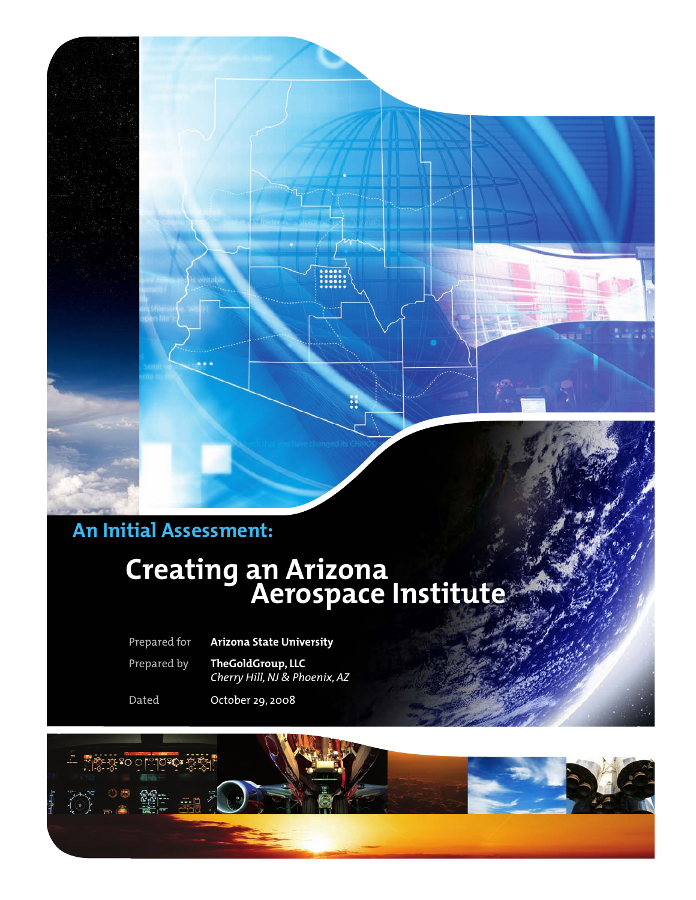## An Initial Assessment:

# Creating an Arizona Aerospace Institute

Prepared for **Arizona State University**

Prepared by **TheGoldGroup, LLC**
*Cherry Hill, NJ & Phoenix, AZ*

Dated October 29, 2008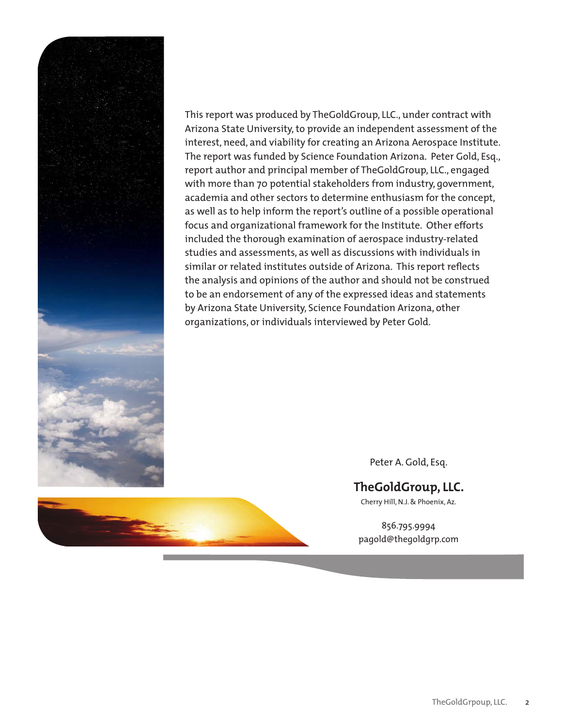This report was produced by TheGoldGroup, LLC., under contract with Arizona State University, to provide an independent assessment of the interest, need, and viability for creating an Arizona Aerospace Institute. The report was funded by Science Foundation Arizona. Peter Gold, Esq., report author and principal member of TheGoldGroup, LLC., engaged with more than 70 potential stakeholders from industry, government, academia and other sectors to determine enthusiasm for the concept, as well as to help inform the report's outline of a possible operational focus and organizational framework for the Institute. Other efforts included the thorough examination of aerospace industry-related studies and assessments, as well as discussions with individuals in similar or related institutes outside of Arizona. This report reflects the analysis and opinions of the author and should not be construed to be an endorsement of any of the expressed ideas and statements by Arizona State University, Science Foundation Arizona, other organizations, or individuals interviewed by Peter Gold.

Peter A. Gold, Esq.

**TheGoldGroup, LLC.**

Cherry Hill, N.J. & Phoenix, Az.

856.795.9994
pagold@thegoldgrp.com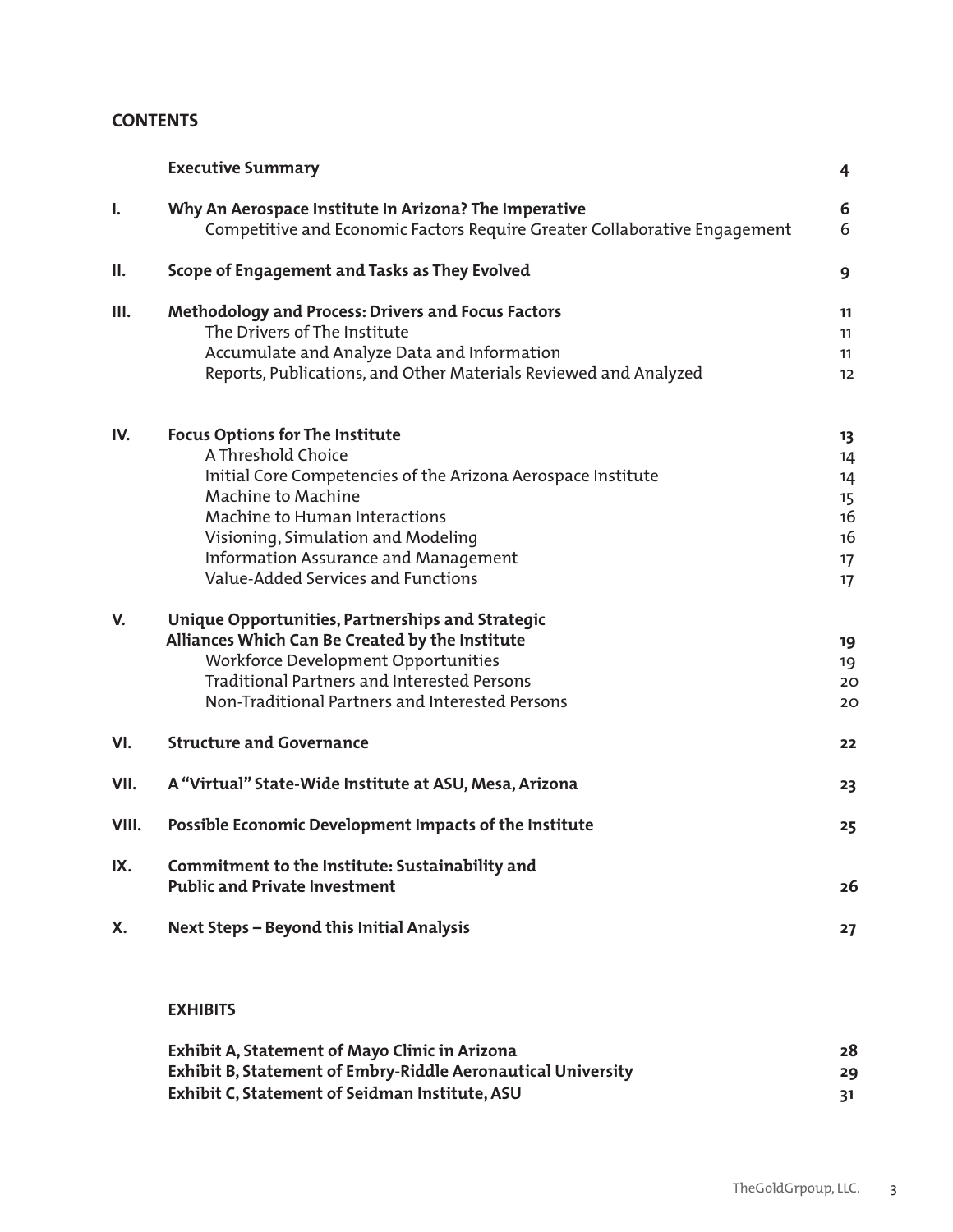## CONTENTS

| | | |
|---|---|---|
| | **Executive Summary** | **4** |
| **I.** | **Why An Aerospace Institute In Arizona? The Imperative** | **6** |
| | Competitive and Economic Factors Require Greater Collaborative Engagement | 6 |
| **II.** | **Scope of Engagement and Tasks as They Evolved** | **9** |
| **III.** | **Methodology and Process: Drivers and Focus Factors** | **11** |
| | The Drivers of The Institute | 11 |
| | Accumulate and Analyze Data and Information | 11 |
| | Reports, Publications, and Other Materials Reviewed and Analyzed | 12 |
| **IV.** | **Focus Options for The Institute** | **13** |
| | A Threshold Choice | 14 |
| | Initial Core Competencies of the Arizona Aerospace Institute | 14 |
| | Machine to Machine | 15 |
| | Machine to Human Interactions | 16 |
| | Visioning, Simulation and Modeling | 16 |
| | Information Assurance and Management | 17 |
| | Value-Added Services and Functions | 17 |
| **V.** | **Unique Opportunities, Partnerships and Strategic Alliances Which Can Be Created by the Institute** | **19** |
| | Workforce Development Opportunities | 19 |
| | Traditional Partners and Interested Persons | 20 |
| | Non-Traditional Partners and Interested Persons | 20 |
| **VI.** | **Structure and Governance** | **22** |
| **VII.** | **A "Virtual" State-Wide Institute at ASU, Mesa, Arizona** | **23** |
| **VIII.** | **Possible Economic Development Impacts of the Institute** | **25** |
| **IX.** | **Commitment to the Institute: Sustainability and Public and Private Investment** | **26** |
| **X.** | **Next Steps – Beyond this Initial Analysis** | **27** |

### EXHIBITS

| | |
|---|---|
| **Exhibit A, Statement of Mayo Clinic in Arizona** | **28** |
| **Exhibit B, Statement of Embry-Riddle Aeronautical University** | **29** |
| **Exhibit C, Statement of Seidman Institute, ASU** | **31** |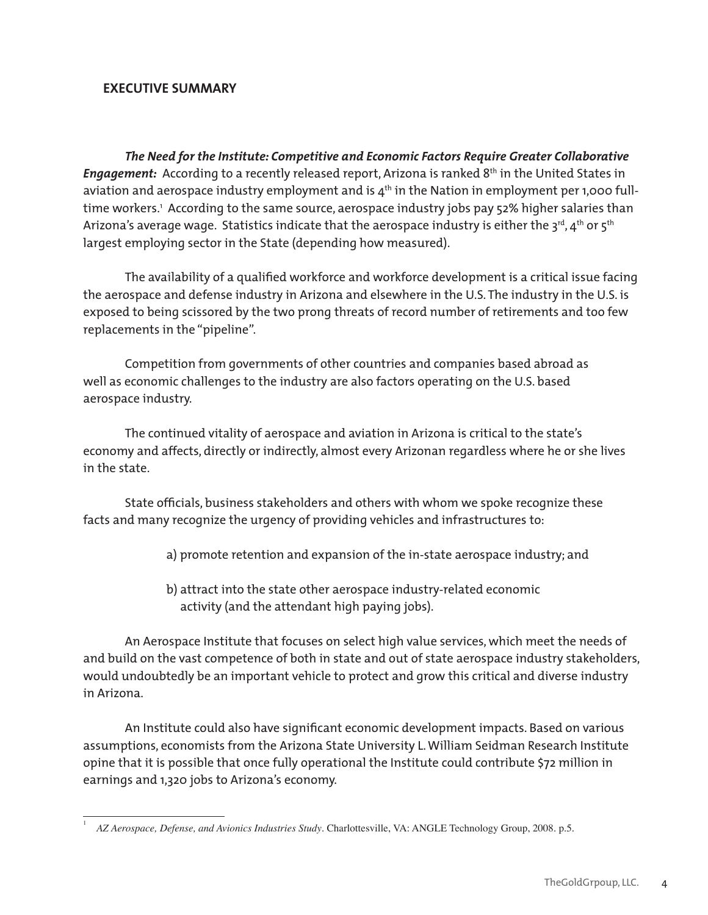## EXECUTIVE SUMMARY

***The Need for the Institute: Competitive and Economic Factors Require Greater Collaborative Engagement:*** According to a recently released report, Arizona is ranked 8th in the United States in aviation and aerospace industry employment and is 4th in the Nation in employment per 1,000 full-time workers.[1] According to the same source, aerospace industry jobs pay 52% higher salaries than Arizona's average wage. Statistics indicate that the aerospace industry is either the 3rd, 4th or 5th largest employing sector in the State (depending how measured).

The availability of a qualified workforce and workforce development is a critical issue facing the aerospace and defense industry in Arizona and elsewhere in the U.S. The industry in the U.S. is exposed to being scissored by the two prong threats of record number of retirements and too few replacements in the "pipeline".

Competition from governments of other countries and companies based abroad as well as economic challenges to the industry are also factors operating on the U.S. based aerospace industry.

The continued vitality of aerospace and aviation in Arizona is critical to the state's economy and affects, directly or indirectly, almost every Arizonan regardless where he or she lives in the state.

State officials, business stakeholders and others with whom we spoke recognize these facts and many recognize the urgency of providing vehicles and infrastructures to:

a) promote retention and expansion of the in-state aerospace industry; and

b) attract into the state other aerospace industry-related economic activity (and the attendant high paying jobs).

An Aerospace Institute that focuses on select high value services, which meet the needs of and build on the vast competence of both in state and out of state aerospace industry stakeholders, would undoubtedly be an important vehicle to protect and grow this critical and diverse industry in Arizona.

An Institute could also have significant economic development impacts. Based on various assumptions, economists from the Arizona State University L. William Seidman Research Institute opine that it is possible that once fully operational the Institute could contribute $72 million in earnings and 1,320 jobs to Arizona's economy.

---

[1] *AZ Aerospace, Defense, and Avionics Industries Study*. Charlottesville, VA: ANGLE Technology Group, 2008. p.5.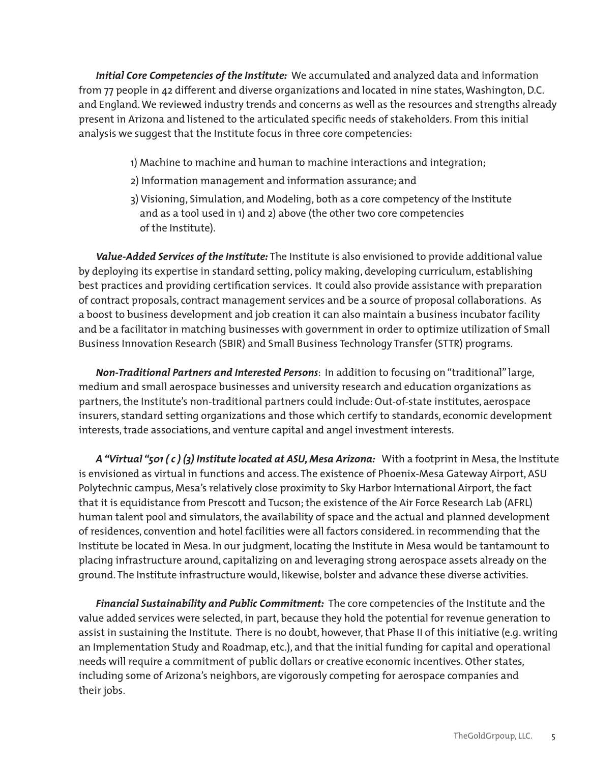***Initial Core Competencies of the Institute:*** We accumulated and analyzed data and information from 77 people in 42 different and diverse organizations and located in nine states, Washington, D.C. and England. We reviewed industry trends and concerns as well as the resources and strengths already present in Arizona and listened to the articulated specific needs of stakeholders. From this initial analysis we suggest that the Institute focus in three core competencies:

1) Machine to machine and human to machine interactions and integration;
2) Information management and information assurance; and
3) Visioning, Simulation, and Modeling, both as a core competency of the Institute and as a tool used in 1) and 2) above (the other two core competencies of the Institute).

***Value-Added Services of the Institute:*** The Institute is also envisioned to provide additional value by deploying its expertise in standard setting, policy making, developing curriculum, establishing best practices and providing certification services. It could also provide assistance with preparation of contract proposals, contract management services and be a source of proposal collaborations. As a boost to business development and job creation it can also maintain a business incubator facility and be a facilitator in matching businesses with government in order to optimize utilization of Small Business Innovation Research (SBIR) and Small Business Technology Transfer (STTR) programs.

***Non-Traditional Partners and Interested Persons***: In addition to focusing on "traditional" large, medium and small aerospace businesses and university research and education organizations as partners, the Institute's non-traditional partners could include: Out-of-state institutes, aerospace insurers, standard setting organizations and those which certify to standards, economic development interests, trade associations, and venture capital and angel investment interests.

***A "Virtual "501 ( c ) (3) Institute located at ASU, Mesa Arizona:*** With a footprint in Mesa, the Institute is envisioned as virtual in functions and access. The existence of Phoenix-Mesa Gateway Airport, ASU Polytechnic campus, Mesa's relatively close proximity to Sky Harbor International Airport, the fact that it is equidistance from Prescott and Tucson; the existence of the Air Force Research Lab (AFRL) human talent pool and simulators, the availability of space and the actual and planned development of residences, convention and hotel facilities were all factors considered. in recommending that the Institute be located in Mesa. In our judgment, locating the Institute in Mesa would be tantamount to placing infrastructure around, capitalizing on and leveraging strong aerospace assets already on the ground. The Institute infrastructure would, likewise, bolster and advance these diverse activities.

***Financial Sustainability and Public Commitment:*** The core competencies of the Institute and the value added services were selected, in part, because they hold the potential for revenue generation to assist in sustaining the Institute. There is no doubt, however, that Phase II of this initiative (e.g. writing an Implementation Study and Roadmap, etc.), and that the initial funding for capital and operational needs will require a commitment of public dollars or creative economic incentives. Other states, including some of Arizona's neighbors, are vigorously competing for aerospace companies and their jobs.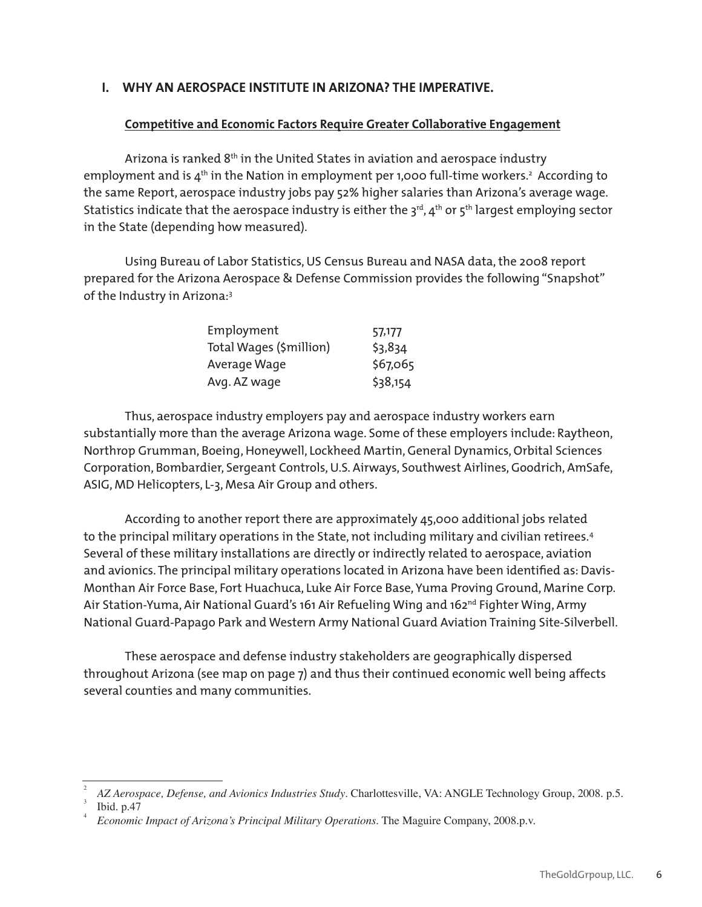## I. WHY AN AEROSPACE INSTITUTE IN ARIZONA? THE IMPERATIVE.

### Competitive and Economic Factors Require Greater Collaborative Engagement

Arizona is ranked 8th in the United States in aviation and aerospace industry employment and is 4th in the Nation in employment per 1,000 full-time workers.[2] According to the same Report, aerospace industry jobs pay 52% higher salaries than Arizona's average wage. Statistics indicate that the aerospace industry is either the 3rd, 4th or 5th largest employing sector in the State (depending how measured).

Using Bureau of Labor Statistics, US Census Bureau and NASA data, the 2008 report prepared for the Arizona Aerospace & Defense Commission provides the following "Snapshot" of the Industry in Arizona:[3]

| | |
|---|---|
| Employment | 57,177 |
| Total Wages ($million) | $3,834 |
| Average Wage | $67,065 |
| Avg. AZ wage | $38,154 |

Thus, aerospace industry employers pay and aerospace industry workers earn substantially more than the average Arizona wage. Some of these employers include: Raytheon, Northrop Grumman, Boeing, Honeywell, Lockheed Martin, General Dynamics, Orbital Sciences Corporation, Bombardier, Sergeant Controls, U.S. Airways, Southwest Airlines, Goodrich, AmSafe, ASIG, MD Helicopters, L-3, Mesa Air Group and others.

According to another report there are approximately 45,000 additional jobs related to the principal military operations in the State, not including military and civilian retirees.[4] Several of these military installations are directly or indirectly related to aerospace, aviation and avionics. The principal military operations located in Arizona have been identified as: Davis-Monthan Air Force Base, Fort Huachuca, Luke Air Force Base, Yuma Proving Ground, Marine Corp. Air Station-Yuma, Air National Guard's 161 Air Refueling Wing and 162nd Fighter Wing, Army National Guard-Papago Park and Western Army National Guard Aviation Training Site-Silverbell.

These aerospace and defense industry stakeholders are geographically dispersed throughout Arizona (see map on page 7) and thus their continued economic well being affects several counties and many communities.

---

[2] *AZ Aerospace, Defense, and Avionics Industries Study*. Charlottesville, VA: ANGLE Technology Group, 2008. p.5.

[3] Ibid. p.47

[4] *Economic Impact of Arizona's Principal Military Operations*. The Maguire Company, 2008.p.v.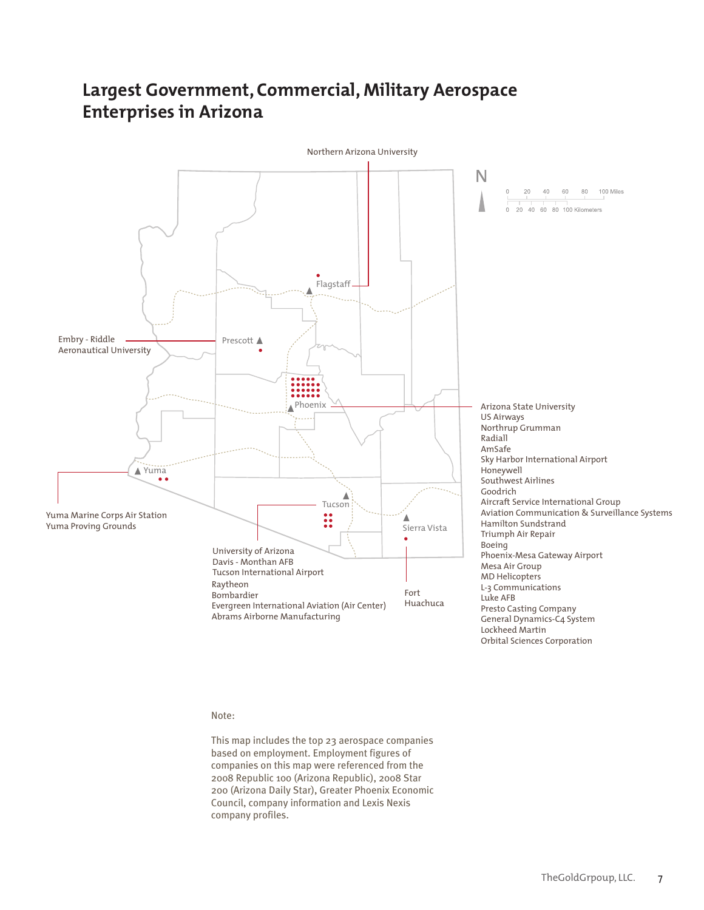# Largest Government, Commercial, Military Aerospace Enterprises in Arizona

Northern Arizona University

Flagstaff

Embry - Riddle
Aeronautical University

Prescott

Phoenix

Arizona State University
US Airways
Northrup Grumman
Radiall
AmSafe
Sky Harbor International Airport
Honeywell
Southwest Airlines
Goodrich
Aircraft Service International Group
Aviation Communication & Surveillance Systems
Hamilton Sundstrand
Triumph Air Repair
Boeing
Phoenix-Mesa Gateway Airport
Mesa Air Group
MD Helicopters
L-3 Communications
Luke AFB
Presto Casting Company
General Dynamics-C4 System
Lockheed Martin
Orbital Sciences Corporation

Yuma

Yuma Marine Corps Air Station
Yuma Proving Grounds

Tucson

University of Arizona
Davis - Monthan AFB
Tucson International Airport
Raytheon
Bombardier
Evergreen International Aviation (Air Center)
Abrams Airborne Manufacturing

Sierra Vista

Fort
Huachuca

N

0 20 40 60 80 100 Miles

0 20 40 60 80 100 Kilometers

Note:

This map includes the top 23 aerospace companies based on employment. Employment figures of companies on this map were referenced from the 2008 Republic 100 (Arizona Republic), 2008 Star 200 (Arizona Daily Star), Greater Phoenix Economic Council, company information and Lexis Nexis company profiles.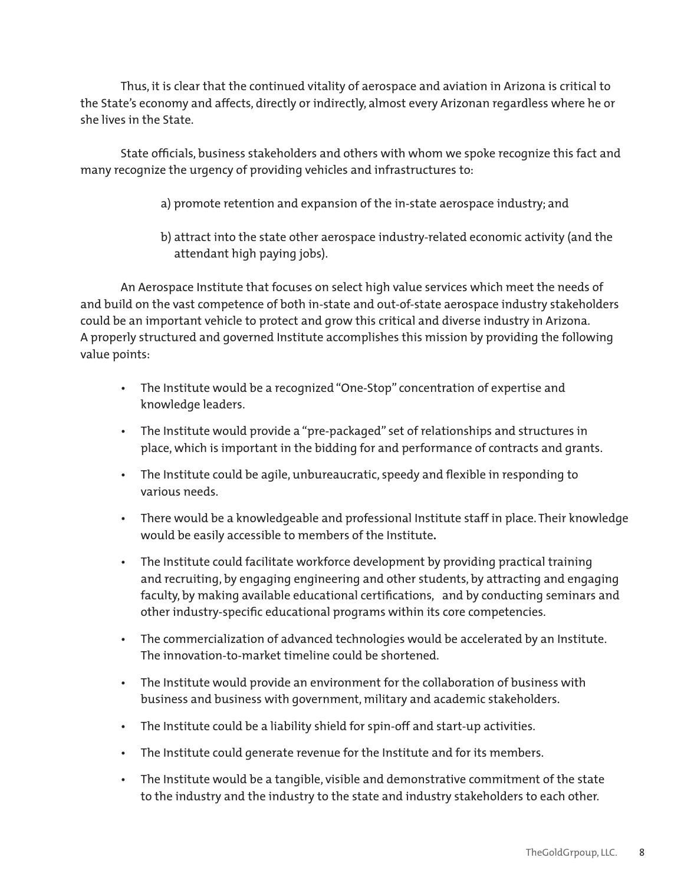Thus, it is clear that the continued vitality of aerospace and aviation in Arizona is critical to the State's economy and affects, directly or indirectly, almost every Arizonan regardless where he or she lives in the State.

State officials, business stakeholders and others with whom we spoke recognize this fact and many recognize the urgency of providing vehicles and infrastructures to:

a) promote retention and expansion of the in-state aerospace industry; and

b) attract into the state other aerospace industry-related economic activity (and the attendant high paying jobs).

An Aerospace Institute that focuses on select high value services which meet the needs of and build on the vast competence of both in-state and out-of-state aerospace industry stakeholders could be an important vehicle to protect and grow this critical and diverse industry in Arizona. A properly structured and governed Institute accomplishes this mission by providing the following value points:

- The Institute would be a recognized "One-Stop" concentration of expertise and knowledge leaders.
- The Institute would provide a "pre-packaged" set of relationships and structures in place, which is important in the bidding for and performance of contracts and grants.
- The Institute could be agile, unbureaucratic, speedy and flexible in responding to various needs.
- There would be a knowledgeable and professional Institute staff in place. Their knowledge would be easily accessible to members of the Institute**.**
- The Institute could facilitate workforce development by providing practical training and recruiting, by engaging engineering and other students, by attracting and engaging faculty, by making available educational certifications, and by conducting seminars and other industry-specific educational programs within its core competencies.
- The commercialization of advanced technologies would be accelerated by an Institute. The innovation-to-market timeline could be shortened.
- The Institute would provide an environment for the collaboration of business with business and business with government, military and academic stakeholders.
- The Institute could be a liability shield for spin-off and start-up activities.
- The Institute could generate revenue for the Institute and for its members.
- The Institute would be a tangible, visible and demonstrative commitment of the state to the industry and the industry to the state and industry stakeholders to each other.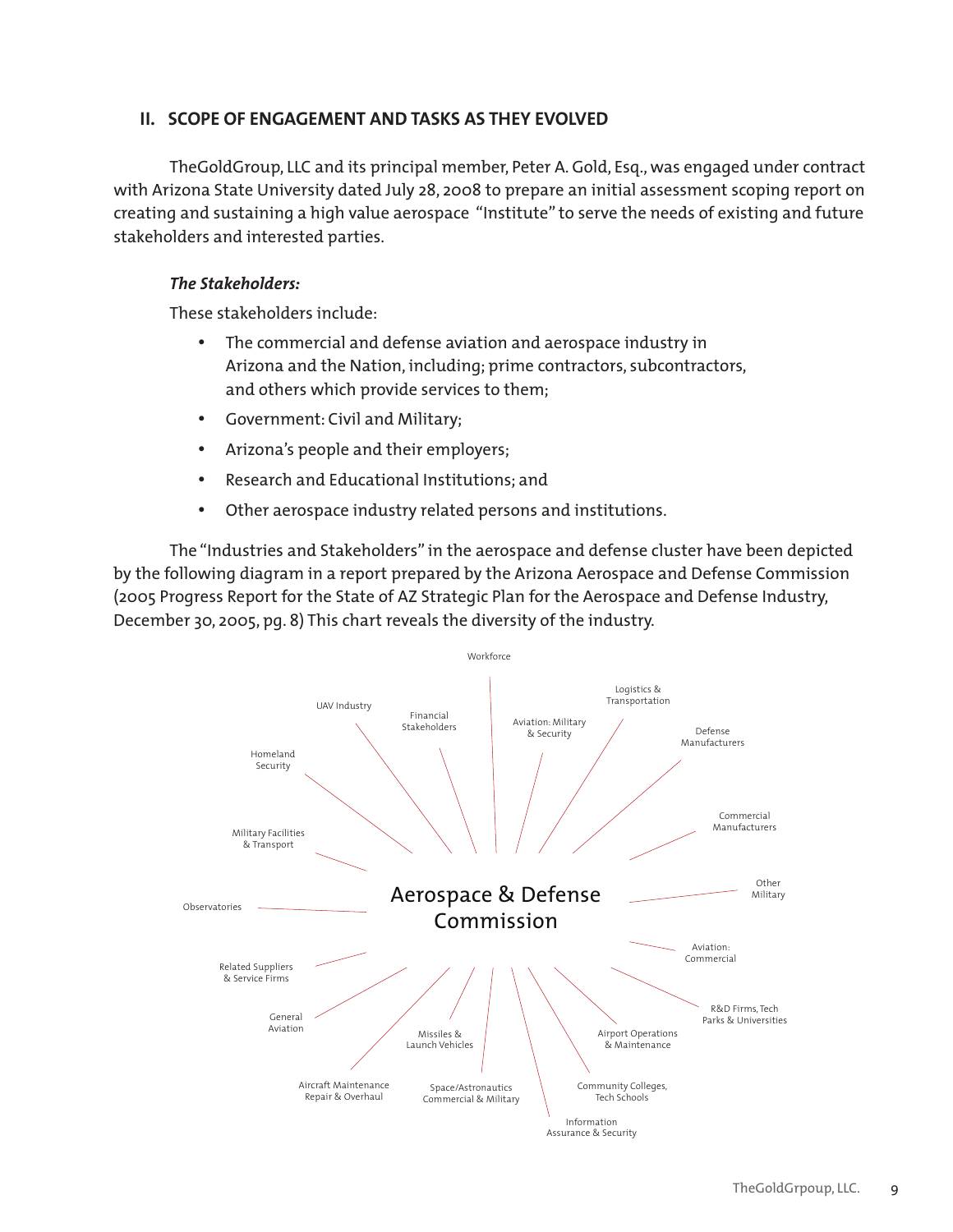## II. SCOPE OF ENGAGEMENT AND TASKS AS THEY EVOLVED

TheGoldGroup, LLC and its principal member, Peter A. Gold, Esq., was engaged under contract with Arizona State University dated July 28, 2008 to prepare an initial assessment scoping report on creating and sustaining a high value aerospace "Institute" to serve the needs of existing and future stakeholders and interested parties.

***The Stakeholders:***

These stakeholders include:

- The commercial and defense aviation and aerospace industry in Arizona and the Nation, including; prime contractors, subcontractors, and others which provide services to them;
- Government: Civil and Military;
- Arizona's people and their employers;
- Research and Educational Institutions; and
- Other aerospace industry related persons and institutions.

The "Industries and Stakeholders" in the aerospace and defense cluster have been depicted by the following diagram in a report prepared by the Arizona Aerospace and Defense Commission (2005 Progress Report for the State of AZ Strategic Plan for the Aerospace and Defense Industry, December 30, 2005, pg. 8) This chart reveals the diversity of the industry.

Aerospace & Defense Commission

Workforce
Aviation: Military & Security
Logistics & Transportation
Defense Manufacturers
Commercial Manufacturers
Other Military
Aviation: Commercial
R&D Firms, Tech Parks & Universities
Airport Operations & Maintenance
Community Colleges, Tech Schools
Information Assurance & Security
Space/Astronautics Commercial & Military
Missiles & Launch Vehicles
Aircraft Maintenance Repair & Overhaul
General Aviation
Related Suppliers & Service Firms
Observatories
Military Facilities & Transport
Homeland Security
UAV Industry
Financial Stakeholders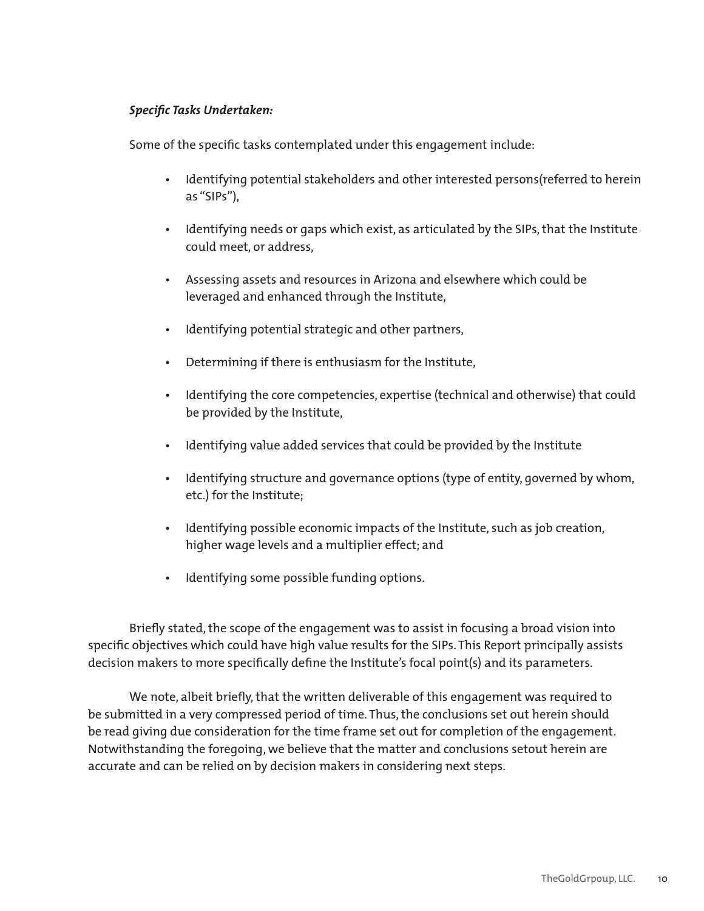***Specific Tasks Undertaken:***

Some of the specific tasks contemplated under this engagement include:

- Identifying potential stakeholders and other interested persons(referred to herein as "SIPs"),
- Identifying needs or gaps which exist, as articulated by the SIPs, that the Institute could meet, or address,
- Assessing assets and resources in Arizona and elsewhere which could be leveraged and enhanced through the Institute,
- Identifying potential strategic and other partners,
- Determining if there is enthusiasm for the Institute,
- Identifying the core competencies, expertise (technical and otherwise) that could be provided by the Institute,
- Identifying value added services that could be provided by the Institute
- Identifying structure and governance options (type of entity, governed by whom, etc.) for the Institute;
- Identifying possible economic impacts of the Institute, such as job creation, higher wage levels and a multiplier effect; and
- Identifying some possible funding options.

Briefly stated, the scope of the engagement was to assist in focusing a broad vision into specific objectives which could have high value results for the SIPs. This Report principally assists decision makers to more specifically define the Institute's focal point(s) and its parameters.

We note, albeit briefly, that the written deliverable of this engagement was required to be submitted in a very compressed period of time. Thus, the conclusions set out herein should be read giving due consideration for the time frame set out for completion of the engagement. Notwithstanding the foregoing, we believe that the matter and conclusions setout herein are accurate and can be relied on by decision makers in considering next steps.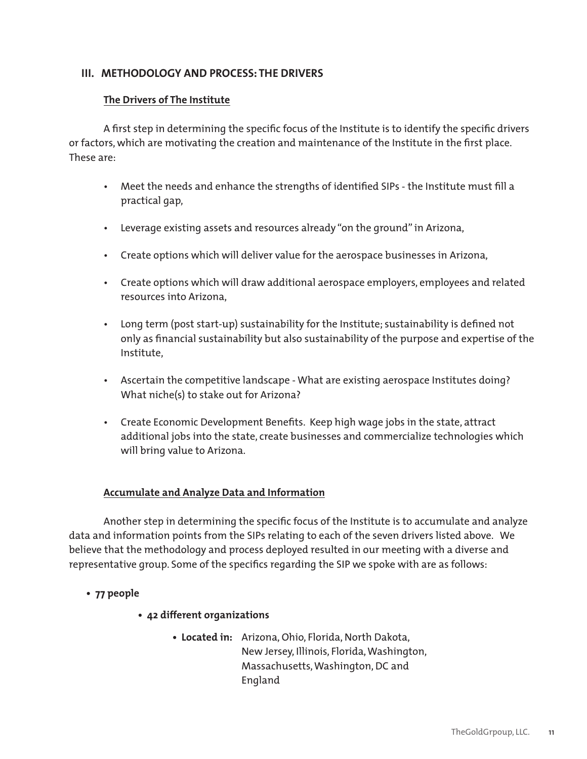## III. METHODOLOGY AND PROCESS: THE DRIVERS

### The Drivers of The Institute

A first step in determining the specific focus of the Institute is to identify the specific drivers or factors, which are motivating the creation and maintenance of the Institute in the first place. These are:

- Meet the needs and enhance the strengths of identified SIPs - the Institute must fill a practical gap,
- Leverage existing assets and resources already "on the ground" in Arizona,
- Create options which will deliver value for the aerospace businesses in Arizona,
- Create options which will draw additional aerospace employers, employees and related resources into Arizona,
- Long term (post start-up) sustainability for the Institute; sustainability is defined not only as financial sustainability but also sustainability of the purpose and expertise of the Institute,
- Ascertain the competitive landscape - What are existing aerospace Institutes doing? What niche(s) to stake out for Arizona?
- Create Economic Development Benefits. Keep high wage jobs in the state, attract additional jobs into the state, create businesses and commercialize technologies which will bring value to Arizona.

### Accumulate and Analyze Data and Information

Another step in determining the specific focus of the Institute is to accumulate and analyze data and information points from the SIPs relating to each of the seven drivers listed above. We believe that the methodology and process deployed resulted in our meeting with a diverse and representative group. Some of the specifics regarding the SIP we spoke with are as follows:

- **77 people**
  - **42 different organizations**
    - **Located in:** Arizona, Ohio, Florida, North Dakota, New Jersey, Illinois, Florida, Washington, Massachusetts, Washington, DC and England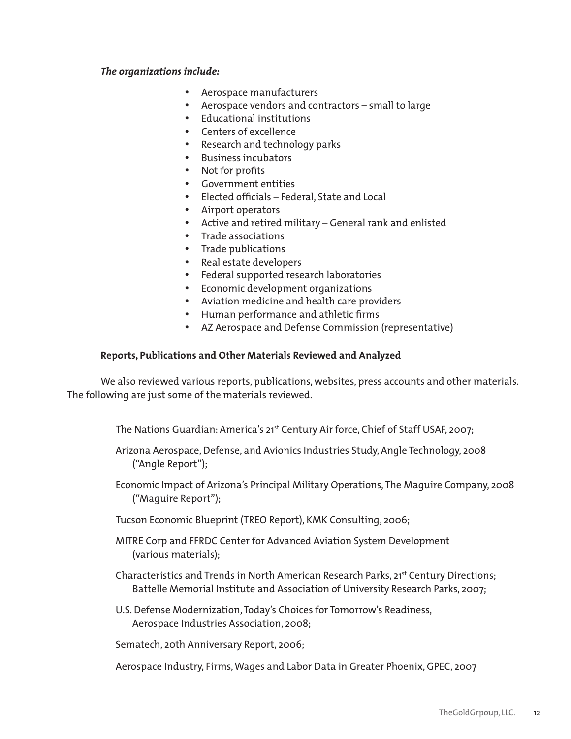***The organizations include:***

- Aerospace manufacturers
- Aerospace vendors and contractors – small to large
- Educational institutions
- Centers of excellence
- Research and technology parks
- Business incubators
- Not for profits
- Government entities
- Elected officials – Federal, State and Local
- Airport operators
- Active and retired military – General rank and enlisted
- Trade associations
- Trade publications
- Real estate developers
- Federal supported research laboratories
- Economic development organizations
- Aviation medicine and health care providers
- Human performance and athletic firms
- AZ Aerospace and Defense Commission (representative)

**<u>Reports, Publications and Other Materials Reviewed and Analyzed</u>**

We also reviewed various reports, publications, websites, press accounts and other materials. The following are just some of the materials reviewed.

The Nations Guardian: America's 21st Century Air force, Chief of Staff USAF, 2007;

Arizona Aerospace, Defense, and Avionics Industries Study, Angle Technology, 2008 ("Angle Report");

Economic Impact of Arizona's Principal Military Operations, The Maguire Company, 2008 ("Maguire Report");

Tucson Economic Blueprint (TREO Report), KMK Consulting, 2006;

MITRE Corp and FFRDC Center for Advanced Aviation System Development (various materials);

Characteristics and Trends in North American Research Parks, 21st Century Directions; Battelle Memorial Institute and Association of University Research Parks, 2007;

U.S. Defense Modernization, Today's Choices for Tomorrow's Readiness, Aerospace Industries Association, 2008;

Sematech, 20th Anniversary Report, 2006;

Aerospace Industry, Firms, Wages and Labor Data in Greater Phoenix, GPEC, 2007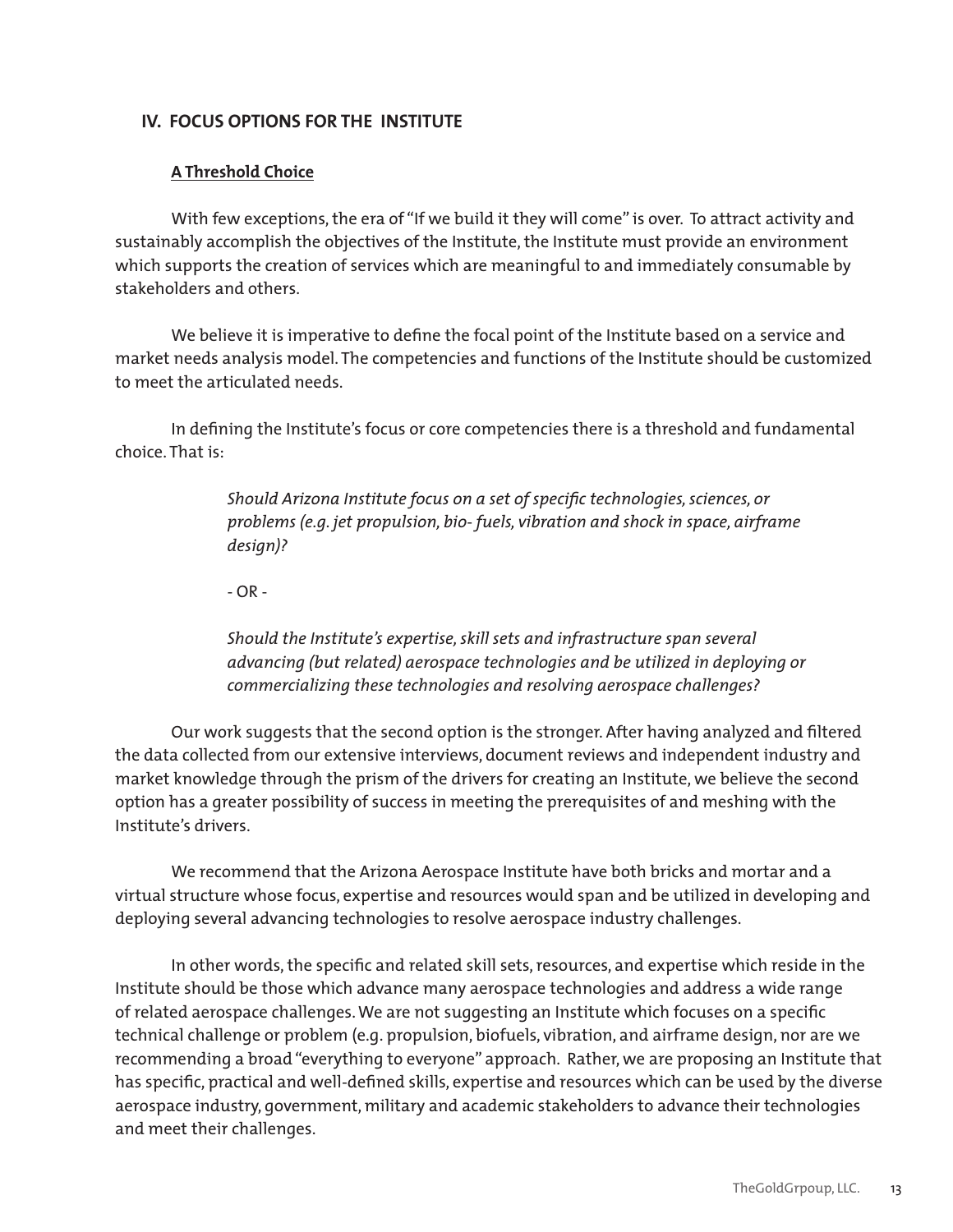## IV. FOCUS OPTIONS FOR THE INSTITUTE

### A Threshold Choice

With few exceptions, the era of "If we build it they will come" is over. To attract activity and sustainably accomplish the objectives of the Institute, the Institute must provide an environment which supports the creation of services which are meaningful to and immediately consumable by stakeholders and others.

We believe it is imperative to define the focal point of the Institute based on a service and market needs analysis model. The competencies and functions of the Institute should be customized to meet the articulated needs.

In defining the Institute's focus or core competencies there is a threshold and fundamental choice. That is:

> *Should Arizona Institute focus on a set of specific technologies, sciences, or problems (e.g. jet propulsion, bio- fuels, vibration and shock in space, airframe design)?*
>
> \- OR -
>
> *Should the Institute's expertise, skill sets and infrastructure span several advancing (but related) aerospace technologies and be utilized in deploying or commercializing these technologies and resolving aerospace challenges?*

Our work suggests that the second option is the stronger. After having analyzed and filtered the data collected from our extensive interviews, document reviews and independent industry and market knowledge through the prism of the drivers for creating an Institute, we believe the second option has a greater possibility of success in meeting the prerequisites of and meshing with the Institute's drivers.

We recommend that the Arizona Aerospace Institute have both bricks and mortar and a virtual structure whose focus, expertise and resources would span and be utilized in developing and deploying several advancing technologies to resolve aerospace industry challenges.

In other words, the specific and related skill sets, resources, and expertise which reside in the Institute should be those which advance many aerospace technologies and address a wide range of related aerospace challenges. We are not suggesting an Institute which focuses on a specific technical challenge or problem (e.g. propulsion, biofuels, vibration, and airframe design, nor are we recommending a broad "everything to everyone" approach. Rather, we are proposing an Institute that has specific, practical and well-defined skills, expertise and resources which can be used by the diverse aerospace industry, government, military and academic stakeholders to advance their technologies and meet their challenges.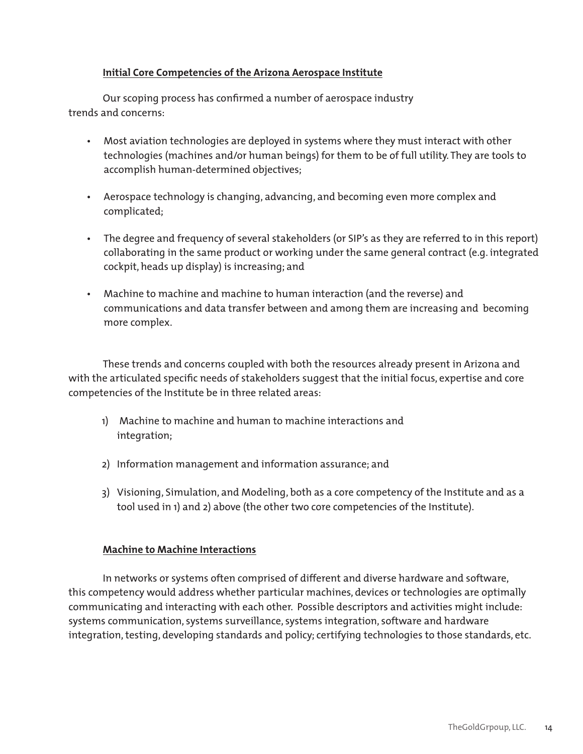**Initial Core Competencies of the Arizona Aerospace Institute**

Our scoping process has confirmed a number of aerospace industry trends and concerns:

- Most aviation technologies are deployed in systems where they must interact with other technologies (machines and/or human beings) for them to be of full utility. They are tools to accomplish human-determined objectives;
- Aerospace technology is changing, advancing, and becoming even more complex and complicated;
- The degree and frequency of several stakeholders (or SIP's as they are referred to in this report) collaborating in the same product or working under the same general contract (e.g. integrated cockpit, heads up display) is increasing; and
- Machine to machine and machine to human interaction (and the reverse) and communications and data transfer between and among them are increasing and becoming more complex.

These trends and concerns coupled with both the resources already present in Arizona and with the articulated specific needs of stakeholders suggest that the initial focus, expertise and core competencies of the Institute be in three related areas:

1) Machine to machine and human to machine interactions and integration;
2) Information management and information assurance; and
3) Visioning, Simulation, and Modeling, both as a core competency of the Institute and as a tool used in 1) and 2) above (the other two core competencies of the Institute).

**Machine to Machine Interactions**

In networks or systems often comprised of different and diverse hardware and software, this competency would address whether particular machines, devices or technologies are optimally communicating and interacting with each other. Possible descriptors and activities might include: systems communication, systems surveillance, systems integration, software and hardware integration, testing, developing standards and policy; certifying technologies to those standards, etc.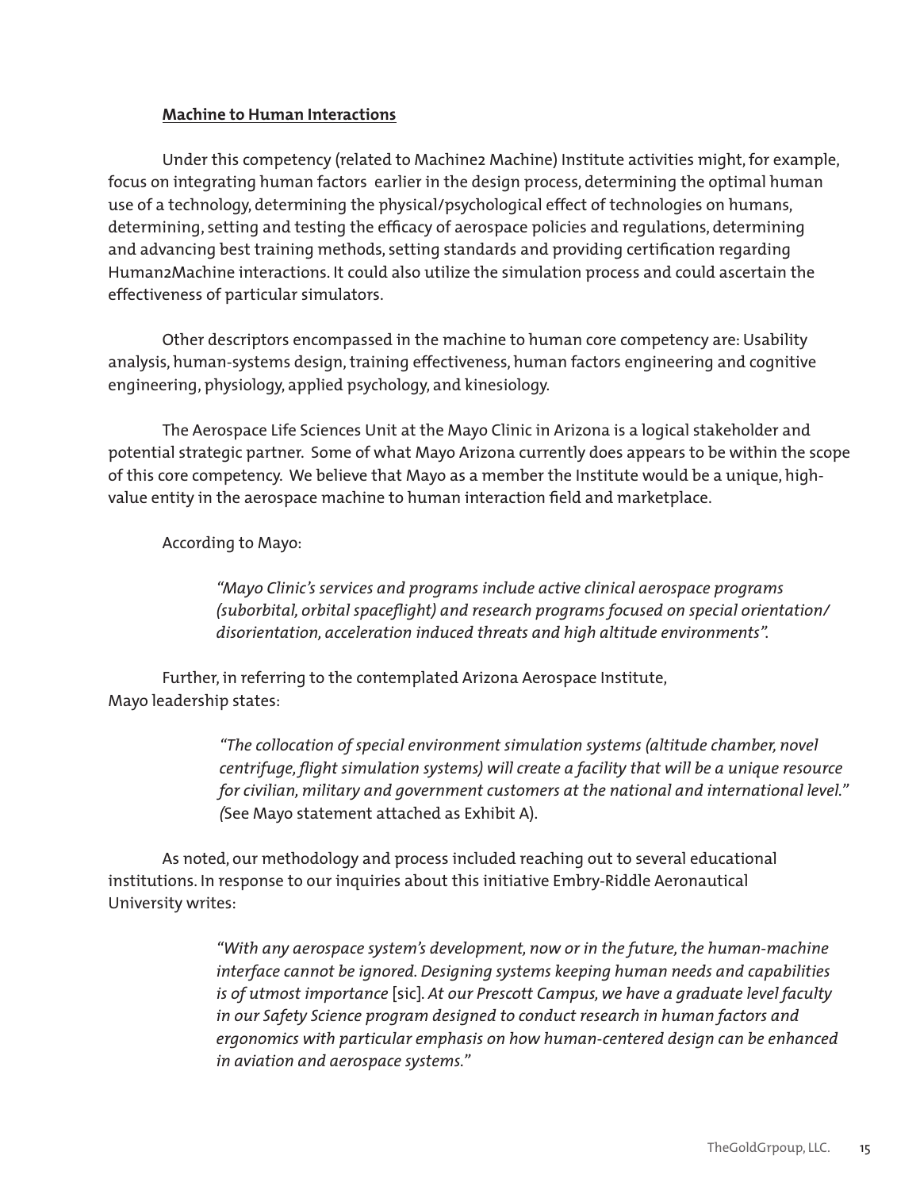**Machine to Human Interactions**

Under this competency (related to Machine2 Machine) Institute activities might, for example, focus on integrating human factors earlier in the design process, determining the optimal human use of a technology, determining the physical/psychological effect of technologies on humans, determining, setting and testing the efficacy of aerospace policies and regulations, determining and advancing best training methods, setting standards and providing certification regarding Human2Machine interactions. It could also utilize the simulation process and could ascertain the effectiveness of particular simulators.

Other descriptors encompassed in the machine to human core competency are: Usability analysis, human-systems design, training effectiveness, human factors engineering and cognitive engineering, physiology, applied psychology, and kinesiology.

The Aerospace Life Sciences Unit at the Mayo Clinic in Arizona is a logical stakeholder and potential strategic partner. Some of what Mayo Arizona currently does appears to be within the scope of this core competency. We believe that Mayo as a member the Institute would be a unique, high-value entity in the aerospace machine to human interaction field and marketplace.

According to Mayo:

> *"Mayo Clinic's services and programs include active clinical aerospace programs (suborbital, orbital spaceflight) and research programs focused on special orientation/ disorientation, acceleration induced threats and high altitude environments".*

Further, in referring to the contemplated Arizona Aerospace Institute, Mayo leadership states:

> *"The collocation of special environment simulation systems (altitude chamber, novel centrifuge, flight simulation systems) will create a facility that will be a unique resource for civilian, military and government customers at the national and international level." (*See Mayo statement attached as Exhibit A).

As noted, our methodology and process included reaching out to several educational institutions. In response to our inquiries about this initiative Embry-Riddle Aeronautical University writes:

> *"With any aerospace system's development, now or in the future, the human-machine interface cannot be ignored. Designing systems keeping human needs and capabilities is of utmost importance* [sic]. *At our Prescott Campus, we have a graduate level faculty in our Safety Science program designed to conduct research in human factors and ergonomics with particular emphasis on how human-centered design can be enhanced in aviation and aerospace systems."*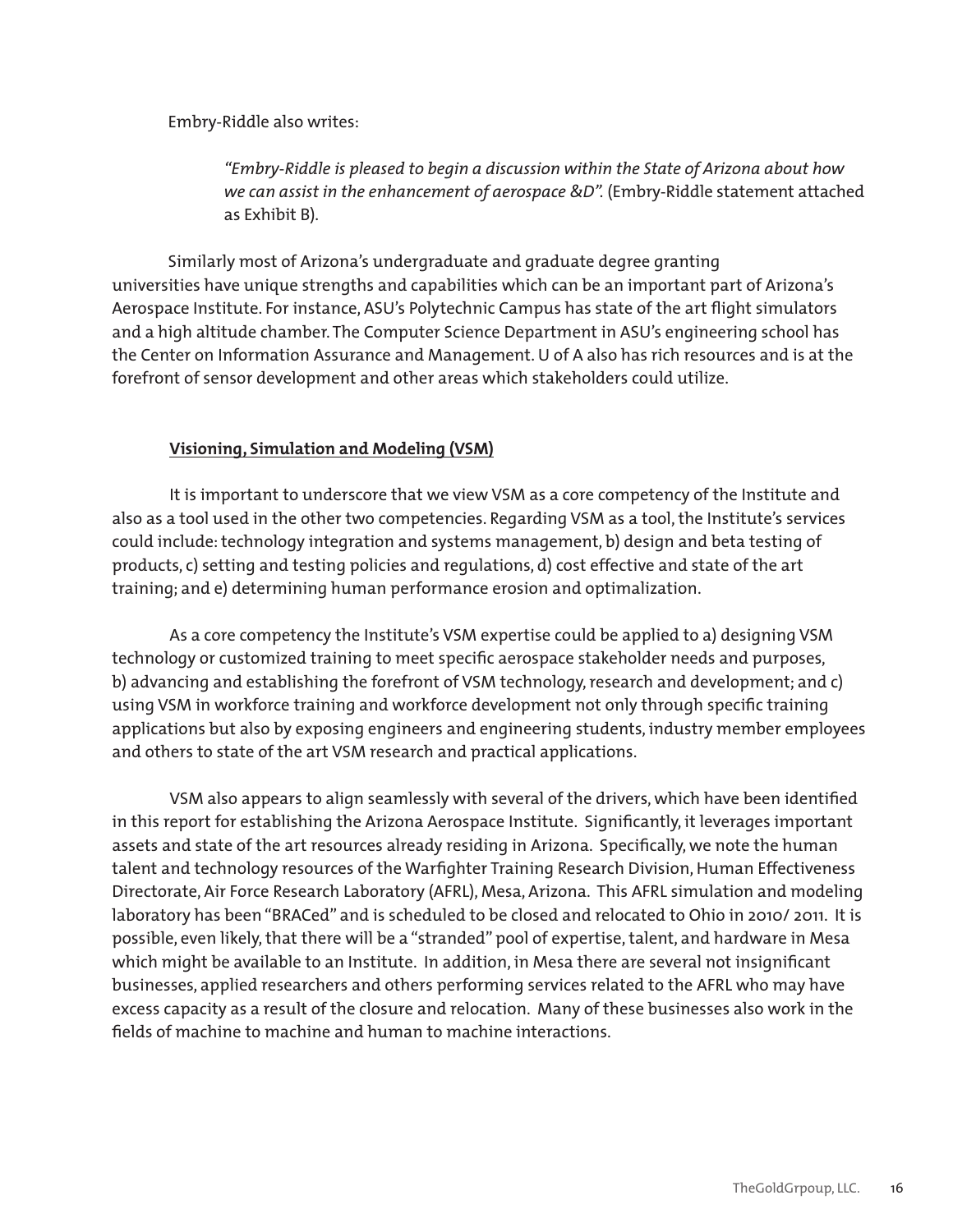Embry-Riddle also writes:

> *"Embry-Riddle is pleased to begin a discussion within the State of Arizona about how we can assist in the enhancement of aerospace &D".* (Embry-Riddle statement attached as Exhibit B).

Similarly most of Arizona's undergraduate and graduate degree granting universities have unique strengths and capabilities which can be an important part of Arizona's Aerospace Institute. For instance, ASU's Polytechnic Campus has state of the art flight simulators and a high altitude chamber. The Computer Science Department in ASU's engineering school has the Center on Information Assurance and Management. U of A also has rich resources and is at the forefront of sensor development and other areas which stakeholders could utilize.

**Visioning, Simulation and Modeling (VSM)**

It is important to underscore that we view VSM as a core competency of the Institute and also as a tool used in the other two competencies. Regarding VSM as a tool, the Institute's services could include: technology integration and systems management, b) design and beta testing of products, c) setting and testing policies and regulations, d) cost effective and state of the art training; and e) determining human performance erosion and optimalization.

As a core competency the Institute's VSM expertise could be applied to a) designing VSM technology or customized training to meet specific aerospace stakeholder needs and purposes, b) advancing and establishing the forefront of VSM technology, research and development; and c) using VSM in workforce training and workforce development not only through specific training applications but also by exposing engineers and engineering students, industry member employees and others to state of the art VSM research and practical applications.

VSM also appears to align seamlessly with several of the drivers, which have been identified in this report for establishing the Arizona Aerospace Institute. Significantly, it leverages important assets and state of the art resources already residing in Arizona. Specifically, we note the human talent and technology resources of the Warfighter Training Research Division, Human Effectiveness Directorate, Air Force Research Laboratory (AFRL), Mesa, Arizona. This AFRL simulation and modeling laboratory has been "BRACed" and is scheduled to be closed and relocated to Ohio in 2010/ 2011. It is possible, even likely, that there will be a "stranded" pool of expertise, talent, and hardware in Mesa which might be available to an Institute. In addition, in Mesa there are several not insignificant businesses, applied researchers and others performing services related to the AFRL who may have excess capacity as a result of the closure and relocation. Many of these businesses also work in the fields of machine to machine and human to machine interactions.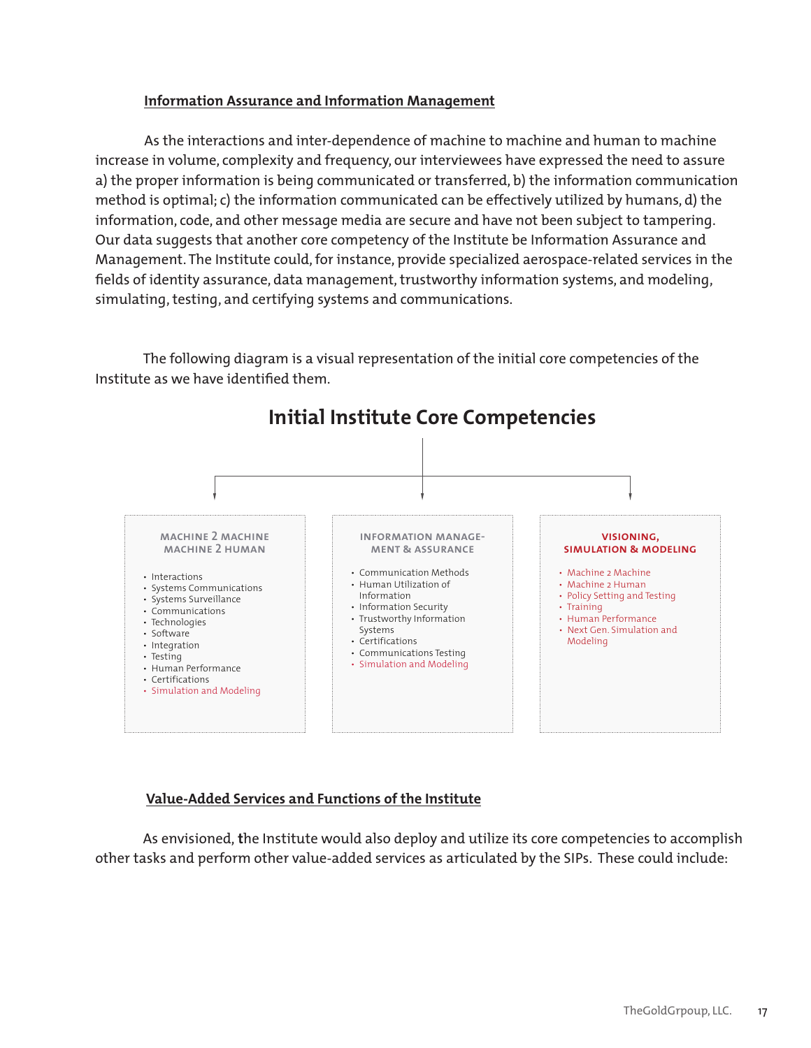## Information Assurance and Information Management

As the interactions and inter-dependence of machine to machine and human to machine increase in volume, complexity and frequency, our interviewees have expressed the need to assure a) the proper information is being communicated or transferred, b) the information communication method is optimal; c) the information communicated can be effectively utilized by humans, d) the information, code, and other message media are secure and have not been subject to tampering. Our data suggests that another core competency of the Institute be Information Assurance and Management. The Institute could, for instance, provide specialized aerospace-related services in the fields of identity assurance, data management, trustworthy information systems, and modeling, simulating, testing, and certifying systems and communications.

The following diagram is a visual representation of the initial core competencies of the Institute as we have identified them.

### Initial Institute Core Competencies

**MACHINE 2 MACHINE MACHINE 2 HUMAN**

- Interactions
- Systems Communications
- Systems Surveillance
- Communications
- Technologies
- Software
- Integration
- Testing
- Human Performance
- Certifications
- Simulation and Modeling

**INFORMATION MANAGEMENT & ASSURANCE**

- Communication Methods
- Human Utilization of Information
- Information Security
- Trustworthy Information Systems
- Certifications
- Communications Testing
- Simulation and Modeling

**VISIONING, SIMULATION & MODELING**

- Machine 2 Machine
- Machine 2 Human
- Policy Setting and Testing
- Training
- Human Performance
- Next Gen. Simulation and Modeling

## Value-Added Services and Functions of the Institute

As envisioned, the Institute would also deploy and utilize its core competencies to accomplish other tasks and perform other value-added services as articulated by the SIPs. These could include: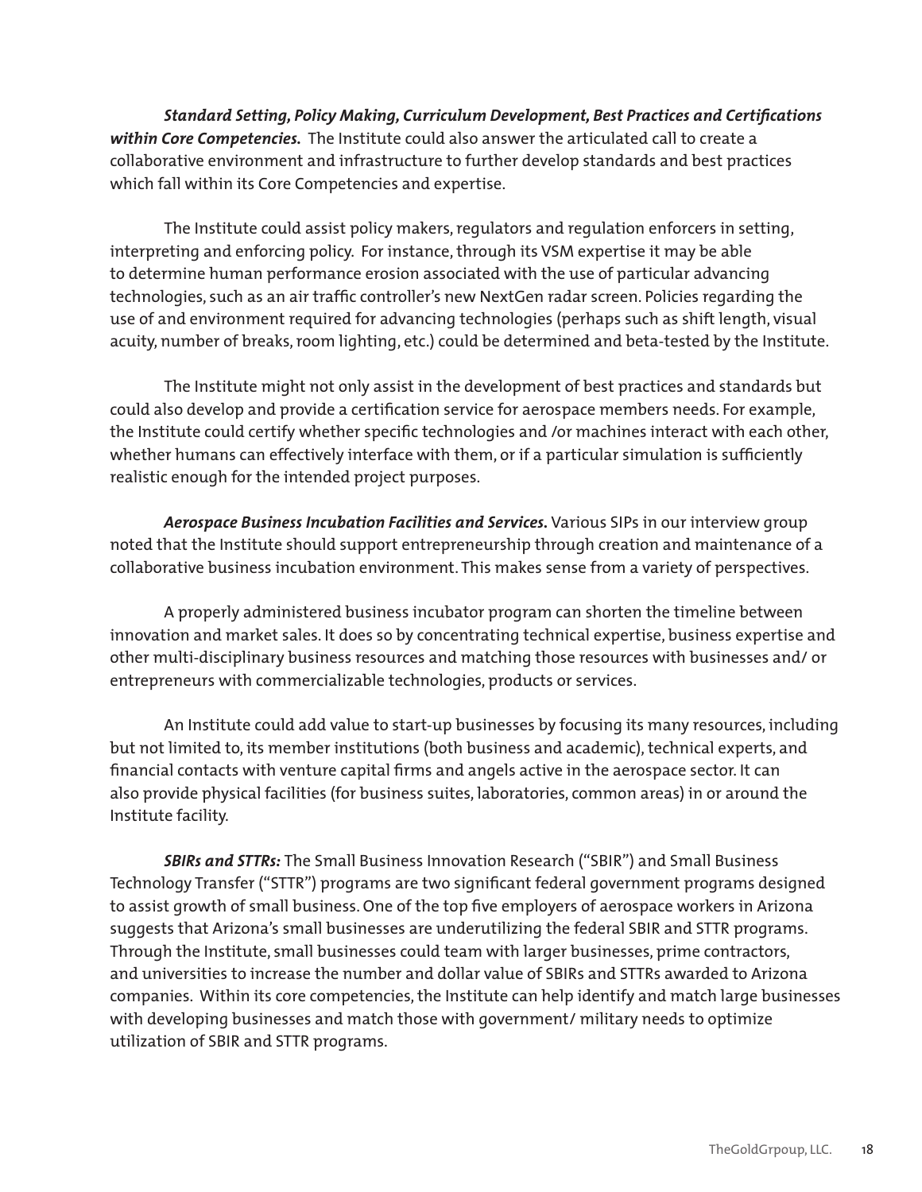***Standard Setting, Policy Making, Curriculum Development, Best Practices and Certifications within Core Competencies.*** The Institute could also answer the articulated call to create a collaborative environment and infrastructure to further develop standards and best practices which fall within its Core Competencies and expertise.

The Institute could assist policy makers, regulators and regulation enforcers in setting, interpreting and enforcing policy. For instance, through its VSM expertise it may be able to determine human performance erosion associated with the use of particular advancing technologies, such as an air traffic controller's new NextGen radar screen. Policies regarding the use of and environment required for advancing technologies (perhaps such as shift length, visual acuity, number of breaks, room lighting, etc.) could be determined and beta-tested by the Institute.

The Institute might not only assist in the development of best practices and standards but could also develop and provide a certification service for aerospace members needs. For example, the Institute could certify whether specific technologies and /or machines interact with each other, whether humans can effectively interface with them, or if a particular simulation is sufficiently realistic enough for the intended project purposes.

***Aerospace Business Incubation Facilities and Services.*** Various SIPs in our interview group noted that the Institute should support entrepreneurship through creation and maintenance of a collaborative business incubation environment. This makes sense from a variety of perspectives.

A properly administered business incubator program can shorten the timeline between innovation and market sales. It does so by concentrating technical expertise, business expertise and other multi-disciplinary business resources and matching those resources with businesses and/ or entrepreneurs with commercializable technologies, products or services.

An Institute could add value to start-up businesses by focusing its many resources, including but not limited to, its member institutions (both business and academic), technical experts, and financial contacts with venture capital firms and angels active in the aerospace sector. It can also provide physical facilities (for business suites, laboratories, common areas) in or around the Institute facility.

***SBIRs and STTRs:*** The Small Business Innovation Research ("SBIR") and Small Business Technology Transfer ("STTR") programs are two significant federal government programs designed to assist growth of small business. One of the top five employers of aerospace workers in Arizona suggests that Arizona's small businesses are underutilizing the federal SBIR and STTR programs. Through the Institute, small businesses could team with larger businesses, prime contractors, and universities to increase the number and dollar value of SBIRs and STTRs awarded to Arizona companies. Within its core competencies, the Institute can help identify and match large businesses with developing businesses and match those with government/ military needs to optimize utilization of SBIR and STTR programs.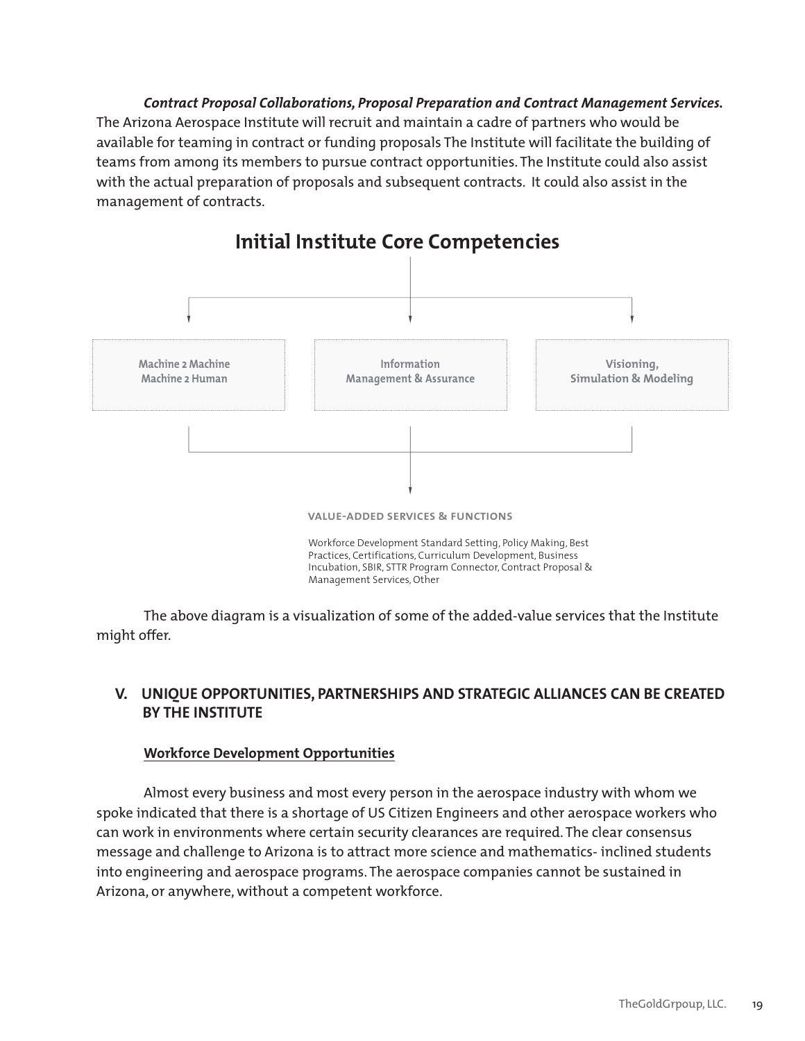***Contract Proposal Collaborations, Proposal Preparation and Contract Management Services.*** The Arizona Aerospace Institute will recruit and maintain a cadre of partners who would be available for teaming in contract or funding proposals The Institute will facilitate the building of teams from among its members to pursue contract opportunities. The Institute could also assist with the actual preparation of proposals and subsequent contracts. It could also assist in the management of contracts.

## Initial Institute Core Competencies

Machine 2 Machine
Machine 2 Human

Information
Management & Assurance

Visioning,
Simulation & Modeling

**VALUE-ADDED SERVICES & FUNCTIONS**

Workforce Development Standard Setting, Policy Making, Best Practices, Certifications, Curriculum Development, Business Incubation, SBIR, STTR Program Connector, Contract Proposal & Management Services, Other

The above diagram is a visualization of some of the added-value services that the Institute might offer.

## V. UNIQUE OPPORTUNITIES, PARTNERSHIPS AND STRATEGIC ALLIANCES CAN BE CREATED BY THE INSTITUTE

### Workforce Development Opportunities

Almost every business and most every person in the aerospace industry with whom we spoke indicated that there is a shortage of US Citizen Engineers and other aerospace workers who can work in environments where certain security clearances are required. The clear consensus message and challenge to Arizona is to attract more science and mathematics- inclined students into engineering and aerospace programs. The aerospace companies cannot be sustained in Arizona, or anywhere, without a competent workforce.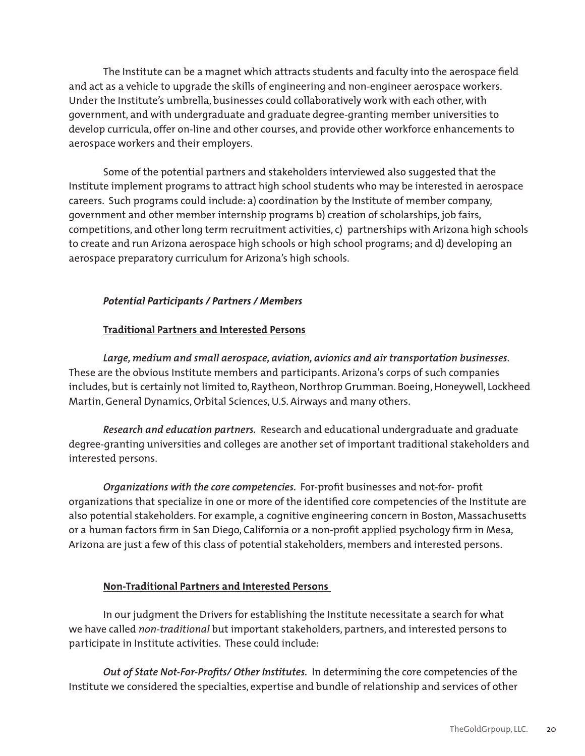The Institute can be a magnet which attracts students and faculty into the aerospace field and act as a vehicle to upgrade the skills of engineering and non-engineer aerospace workers. Under the Institute's umbrella, businesses could collaboratively work with each other, with government, and with undergraduate and graduate degree-granting member universities to develop curricula, offer on-line and other courses, and provide other workforce enhancements to aerospace workers and their employers.

Some of the potential partners and stakeholders interviewed also suggested that the Institute implement programs to attract high school students who may be interested in aerospace careers. Such programs could include: a) coordination by the Institute of member company, government and other member internship programs b) creation of scholarships, job fairs, competitions, and other long term recruitment activities, c) partnerships with Arizona high schools to create and run Arizona aerospace high schools or high school programs; and d) developing an aerospace preparatory curriculum for Arizona's high schools.

***Potential Participants / Partners / Members***

**Traditional Partners and Interested Persons**

***Large, medium and small aerospace, aviation, avionics and air transportation businesses***. These are the obvious Institute members and participants. Arizona's corps of such companies includes, but is certainly not limited to, Raytheon, Northrop Grumman. Boeing, Honeywell, Lockheed Martin, General Dynamics, Orbital Sciences, U.S. Airways and many others.

***Research and education partners.*** Research and educational undergraduate and graduate degree-granting universities and colleges are another set of important traditional stakeholders and interested persons.

***Organizations with the core competencies.*** For-profit businesses and not-for- profit organizations that specialize in one or more of the identified core competencies of the Institute are also potential stakeholders. For example, a cognitive engineering concern in Boston, Massachusetts or a human factors firm in San Diego, California or a non-profit applied psychology firm in Mesa, Arizona are just a few of this class of potential stakeholders, members and interested persons.

**Non-Traditional Partners and Interested Persons**

In our judgment the Drivers for establishing the Institute necessitate a search for what we have called *non-traditional* but important stakeholders, partners, and interested persons to participate in Institute activities. These could include:

***Out of State Not-For-Profits/ Other Institutes.*** In determining the core competencies of the Institute we considered the specialties, expertise and bundle of relationship and services of other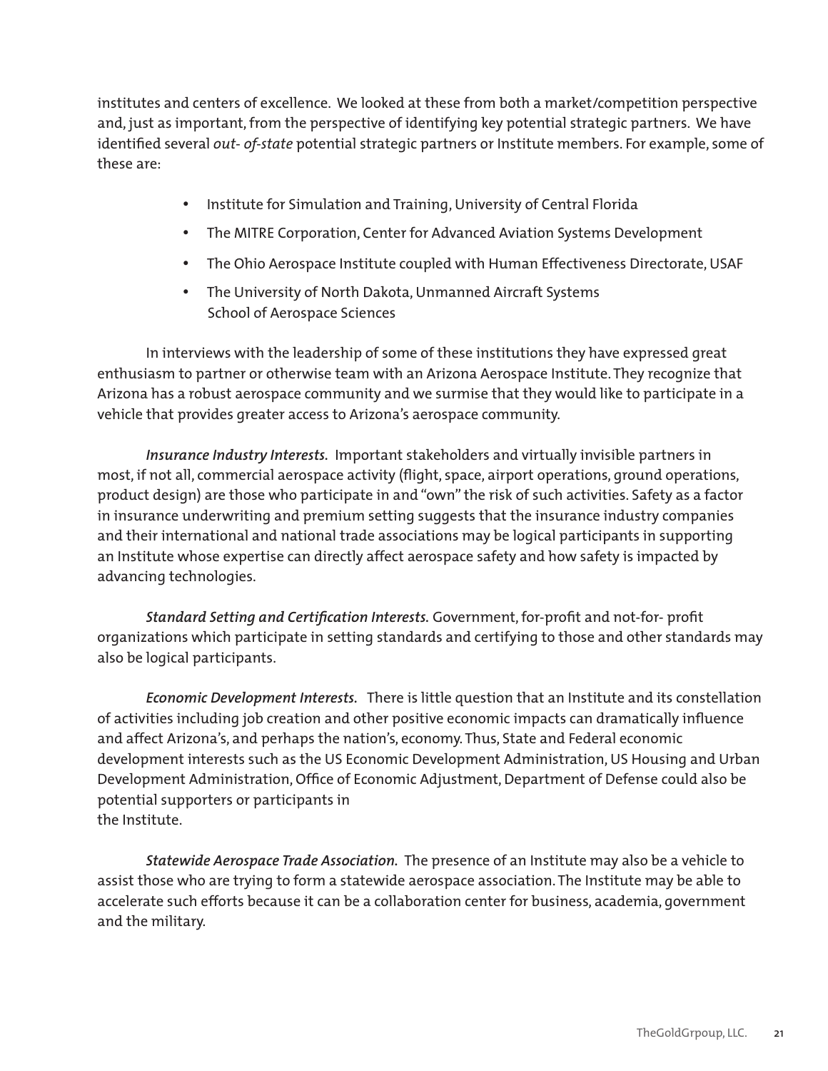institutes and centers of excellence. We looked at these from both a market/competition perspective and, just as important, from the perspective of identifying key potential strategic partners. We have identified several *out- of-state* potential strategic partners or Institute members. For example, some of these are:

- Institute for Simulation and Training, University of Central Florida
- The MITRE Corporation, Center for Advanced Aviation Systems Development
- The Ohio Aerospace Institute coupled with Human Effectiveness Directorate, USAF
- The University of North Dakota, Unmanned Aircraft Systems School of Aerospace Sciences

In interviews with the leadership of some of these institutions they have expressed great enthusiasm to partner or otherwise team with an Arizona Aerospace Institute. They recognize that Arizona has a robust aerospace community and we surmise that they would like to participate in a vehicle that provides greater access to Arizona's aerospace community.

***Insurance Industry Interests.*** Important stakeholders and virtually invisible partners in most, if not all, commercial aerospace activity (flight, space, airport operations, ground operations, product design) are those who participate in and "own" the risk of such activities. Safety as a factor in insurance underwriting and premium setting suggests that the insurance industry companies and their international and national trade associations may be logical participants in supporting an Institute whose expertise can directly affect aerospace safety and how safety is impacted by advancing technologies.

***Standard Setting and Certification Interests.*** Government, for-profit and not-for- profit organizations which participate in setting standards and certifying to those and other standards may also be logical participants.

***Economic Development Interests.*** There is little question that an Institute and its constellation of activities including job creation and other positive economic impacts can dramatically influence and affect Arizona's, and perhaps the nation's, economy. Thus, State and Federal economic development interests such as the US Economic Development Administration, US Housing and Urban Development Administration, Office of Economic Adjustment, Department of Defense could also be potential supporters or participants in the Institute.

***Statewide Aerospace Trade Association.*** The presence of an Institute may also be a vehicle to assist those who are trying to form a statewide aerospace association. The Institute may be able to accelerate such efforts because it can be a collaboration center for business, academia, government and the military.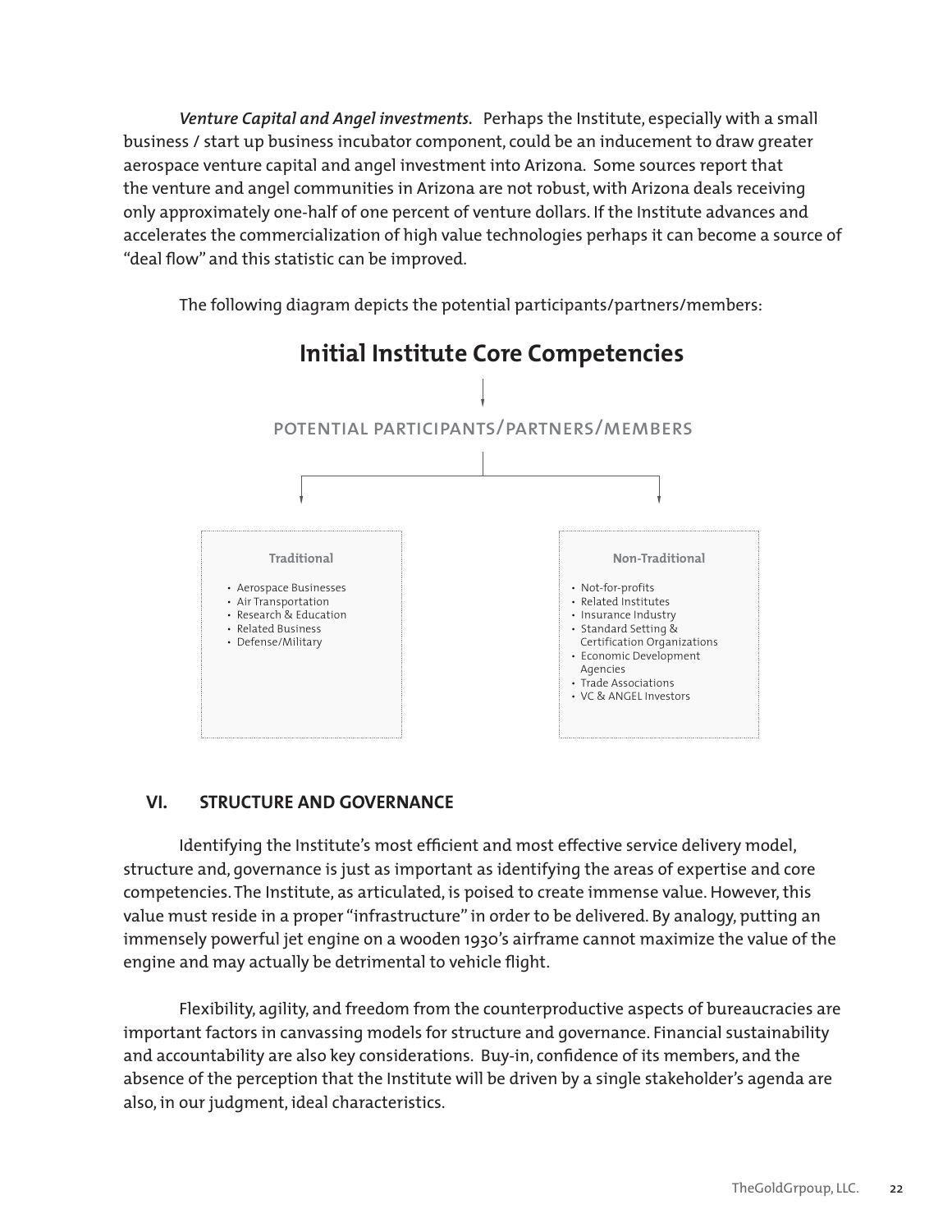***Venture Capital and Angel investments.*** Perhaps the Institute, especially with a small business / start up business incubator component, could be an inducement to draw greater aerospace venture capital and angel investment into Arizona. Some sources report that the venture and angel communities in Arizona are not robust, with Arizona deals receiving only approximately one-half of one percent of venture dollars. If the Institute advances and accelerates the commercialization of high value technologies perhaps it can become a source of "deal flow" and this statistic can be improved.

The following diagram depicts the potential participants/partners/members:

**Initial Institute Core Competencies**

↓

POTENTIAL PARTICIPANTS/PARTNERS/MEMBERS

**Traditional**

- Aerospace Businesses
- Air Transportation
- Research & Education
- Related Business
- Defense/Military

**Non-Traditional**

- Not-for-profits
- Related Institutes
- Insurance Industry
- Standard Setting & Certification Organizations
- Economic Development Agencies
- Trade Associations
- VC & ANGEL Investors

## VI. STRUCTURE AND GOVERNANCE

Identifying the Institute's most efficient and most effective service delivery model, structure and, governance is just as important as identifying the areas of expertise and core competencies. The Institute, as articulated, is poised to create immense value. However, this value must reside in a proper "infrastructure" in order to be delivered. By analogy, putting an immensely powerful jet engine on a wooden 1930's airframe cannot maximize the value of the engine and may actually be detrimental to vehicle flight.

Flexibility, agility, and freedom from the counterproductive aspects of bureaucracies are important factors in canvassing models for structure and governance. Financial sustainability and accountability are also key considerations. Buy-in, confidence of its members, and the absence of the perception that the Institute will be driven by a single stakeholder's agenda are also, in our judgment, ideal characteristics.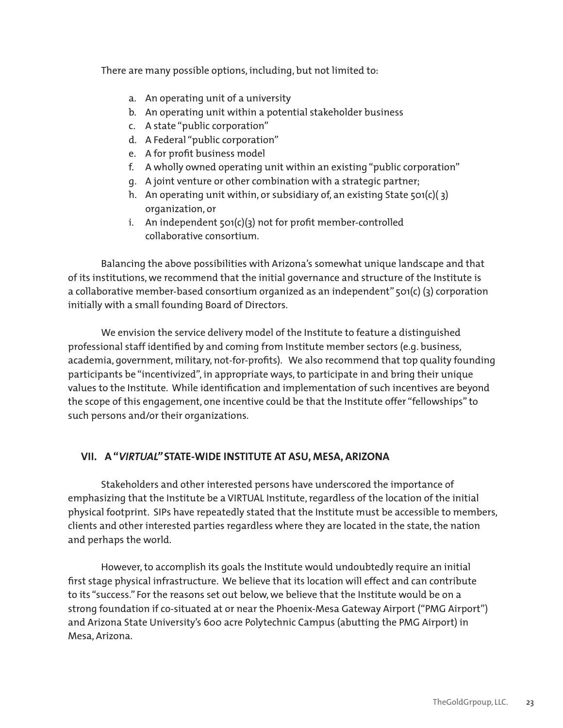There are many possible options, including, but not limited to:

a. An operating unit of a university
b. An operating unit within a potential stakeholder business
c. A state "public corporation"
d. A Federal "public corporation"
e. A for profit business model
f. A wholly owned operating unit within an existing "public corporation"
g. A joint venture or other combination with a strategic partner;
h. An operating unit within, or subsidiary of, an existing State 501(c)( 3) organization, or
i. An independent 501(c)(3) not for profit member-controlled collaborative consortium.

Balancing the above possibilities with Arizona's somewhat unique landscape and that of its institutions, we recommend that the initial governance and structure of the Institute is a collaborative member-based consortium organized as an independent" 501(c) (3) corporation initially with a small founding Board of Directors.

We envision the service delivery model of the Institute to feature a distinguished professional staff identified by and coming from Institute member sectors (e.g. business, academia, government, military, not-for-profits). We also recommend that top quality founding participants be "incentivized", in appropriate ways, to participate in and bring their unique values to the Institute. While identification and implementation of such incentives are beyond the scope of this engagement, one incentive could be that the Institute offer "fellowships" to such persons and/or their organizations.

## VII. A "*VIRTUAL*" STATE-WIDE INSTITUTE AT ASU, MESA, ARIZONA

Stakeholders and other interested persons have underscored the importance of emphasizing that the Institute be a VIRTUAL Institute, regardless of the location of the initial physical footprint. SIPs have repeatedly stated that the Institute must be accessible to members, clients and other interested parties regardless where they are located in the state, the nation and perhaps the world.

However, to accomplish its goals the Institute would undoubtedly require an initial first stage physical infrastructure. We believe that its location will effect and can contribute to its "success." For the reasons set out below, we believe that the Institute would be on a strong foundation if co-situated at or near the Phoenix-Mesa Gateway Airport ("PMG Airport") and Arizona State University's 600 acre Polytechnic Campus (abutting the PMG Airport) in Mesa, Arizona.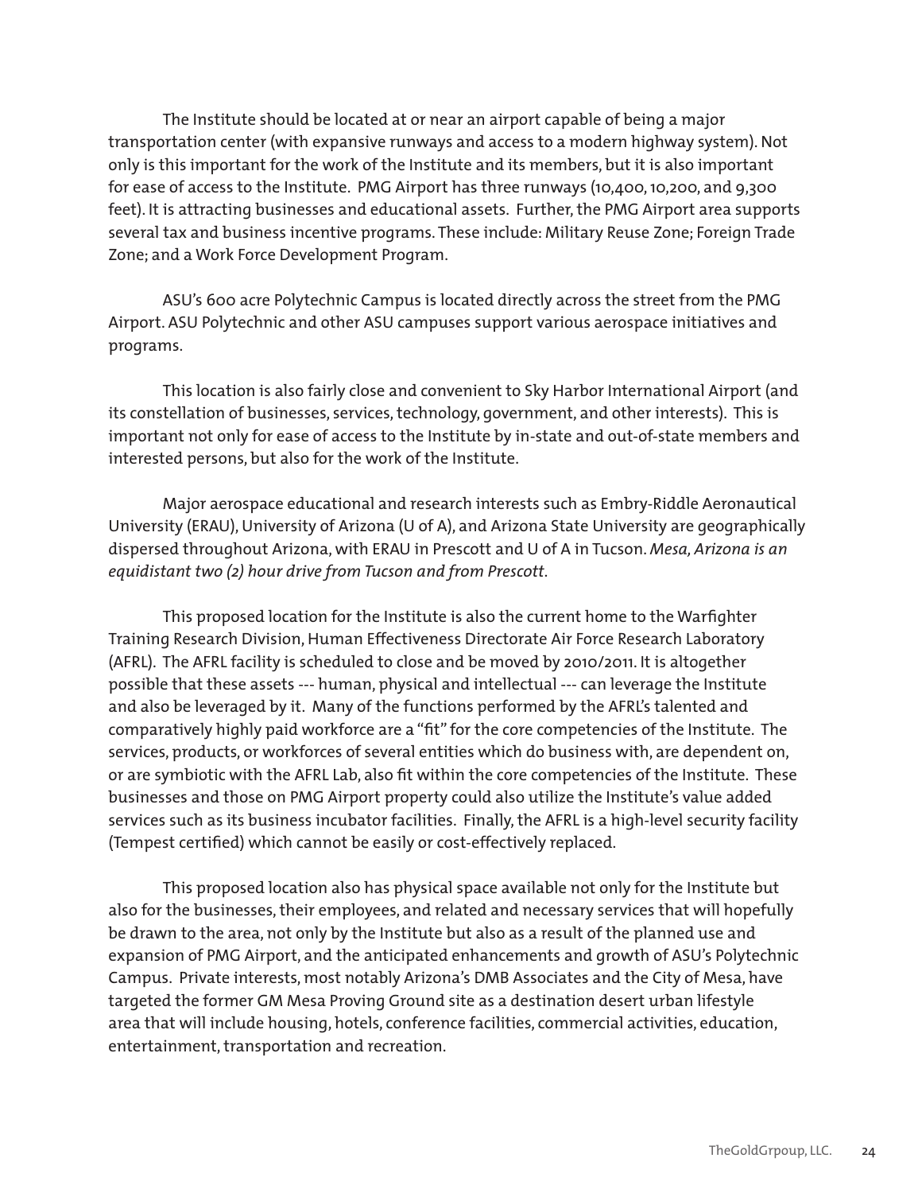The Institute should be located at or near an airport capable of being a major transportation center (with expansive runways and access to a modern highway system). Not only is this important for the work of the Institute and its members, but it is also important for ease of access to the Institute. PMG Airport has three runways (10,400, 10,200, and 9,300 feet). It is attracting businesses and educational assets. Further, the PMG Airport area supports several tax and business incentive programs. These include: Military Reuse Zone; Foreign Trade Zone; and a Work Force Development Program.

ASU's 600 acre Polytechnic Campus is located directly across the street from the PMG Airport. ASU Polytechnic and other ASU campuses support various aerospace initiatives and programs.

This location is also fairly close and convenient to Sky Harbor International Airport (and its constellation of businesses, services, technology, government, and other interests). This is important not only for ease of access to the Institute by in-state and out-of-state members and interested persons, but also for the work of the Institute.

Major aerospace educational and research interests such as Embry-Riddle Aeronautical University (ERAU), University of Arizona (U of A), and Arizona State University are geographically dispersed throughout Arizona, with ERAU in Prescott and U of A in Tucson. *Mesa, Arizona is an equidistant two (2) hour drive from Tucson and from Prescott.*

This proposed location for the Institute is also the current home to the Warfighter Training Research Division, Human Effectiveness Directorate Air Force Research Laboratory (AFRL). The AFRL facility is scheduled to close and be moved by 2010/2011. It is altogether possible that these assets --- human, physical and intellectual --- can leverage the Institute and also be leveraged by it. Many of the functions performed by the AFRL's talented and comparatively highly paid workforce are a "fit" for the core competencies of the Institute. The services, products, or workforces of several entities which do business with, are dependent on, or are symbiotic with the AFRL Lab, also fit within the core competencies of the Institute. These businesses and those on PMG Airport property could also utilize the Institute's value added services such as its business incubator facilities. Finally, the AFRL is a high-level security facility (Tempest certified) which cannot be easily or cost-effectively replaced.

This proposed location also has physical space available not only for the Institute but also for the businesses, their employees, and related and necessary services that will hopefully be drawn to the area, not only by the Institute but also as a result of the planned use and expansion of PMG Airport, and the anticipated enhancements and growth of ASU's Polytechnic Campus. Private interests, most notably Arizona's DMB Associates and the City of Mesa, have targeted the former GM Mesa Proving Ground site as a destination desert urban lifestyle area that will include housing, hotels, conference facilities, commercial activities, education, entertainment, transportation and recreation.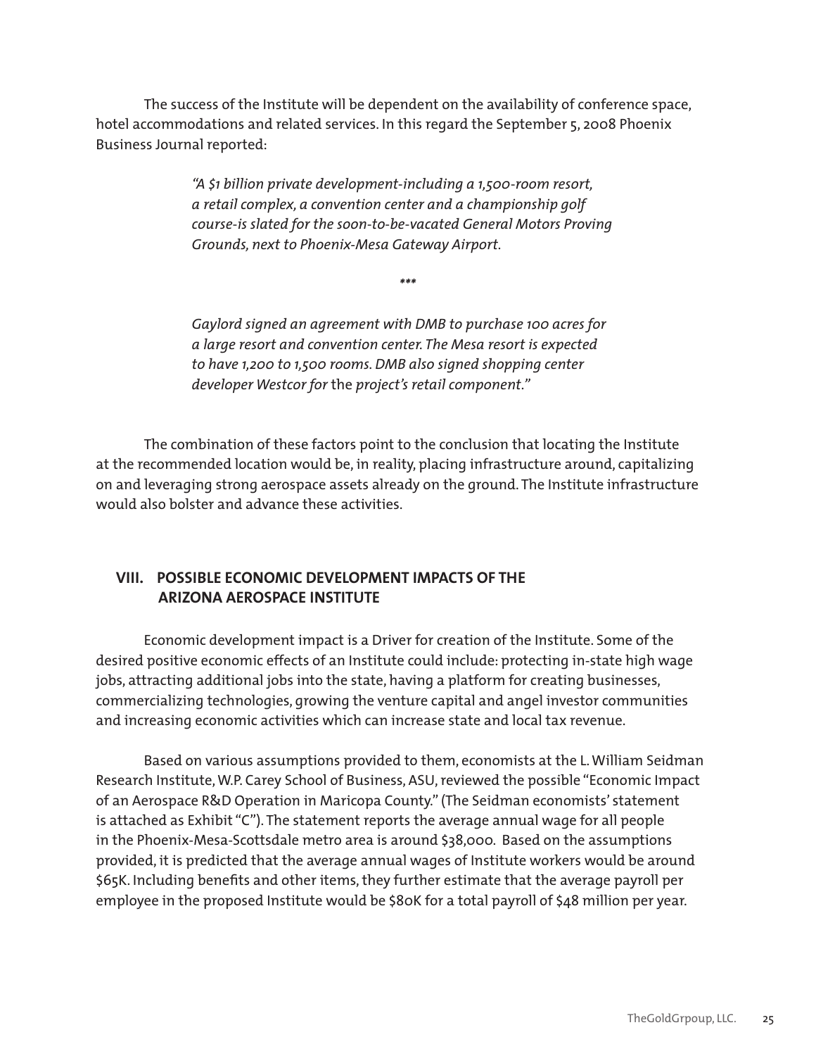The success of the Institute will be dependent on the availability of conference space, hotel accommodations and related services. In this regard the September 5, 2008 Phoenix Business Journal reported:

> *"A $1 billion private development-including a 1,500-room resort, a retail complex, a convention center and a championship golf course-is slated for the soon-to-be-vacated General Motors Proving Grounds, next to Phoenix-Mesa Gateway Airport.*
>
> ***
>
> *Gaylord signed an agreement with DMB to purchase 100 acres for a large resort and convention center. The Mesa resort is expected to have 1,200 to 1,500 rooms. DMB also signed shopping center developer Westcor for* the *project's retail component."*

The combination of these factors point to the conclusion that locating the Institute at the recommended location would be, in reality, placing infrastructure around, capitalizing on and leveraging strong aerospace assets already on the ground. The Institute infrastructure would also bolster and advance these activities.

## VIII. POSSIBLE ECONOMIC DEVELOPMENT IMPACTS OF THE ARIZONA AEROSPACE INSTITUTE

Economic development impact is a Driver for creation of the Institute. Some of the desired positive economic effects of an Institute could include: protecting in-state high wage jobs, attracting additional jobs into the state, having a platform for creating businesses, commercializing technologies, growing the venture capital and angel investor communities and increasing economic activities which can increase state and local tax revenue.

Based on various assumptions provided to them, economists at the L. William Seidman Research Institute, W.P. Carey School of Business, ASU, reviewed the possible "Economic Impact of an Aerospace R&D Operation in Maricopa County." (The Seidman economists' statement is attached as Exhibit "C"). The statement reports the average annual wage for all people in the Phoenix-Mesa-Scottsdale metro area is around $38,000. Based on the assumptions provided, it is predicted that the average annual wages of Institute workers would be around $65K. Including benefits and other items, they further estimate that the average payroll per employee in the proposed Institute would be $80K for a total payroll of $48 million per year.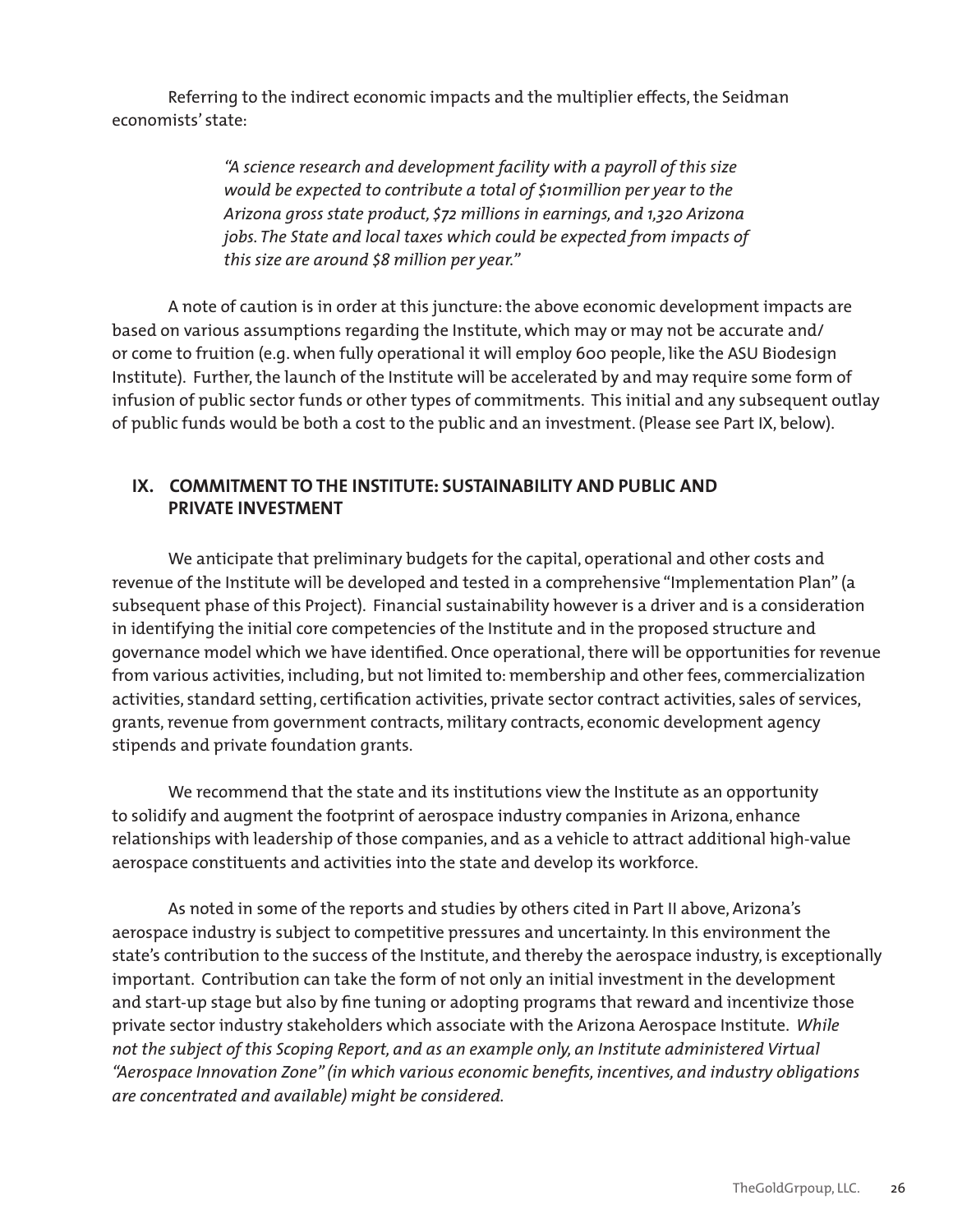Referring to the indirect economic impacts and the multiplier effects, the Seidman economists' state:

> *"A science research and development facility with a payroll of this size would be expected to contribute a total of $101million per year to the Arizona gross state product, $72 millions in earnings, and 1,320 Arizona jobs. The State and local taxes which could be expected from impacts of this size are around $8 million per year."*

A note of caution is in order at this juncture: the above economic development impacts are based on various assumptions regarding the Institute, which may or may not be accurate and/or come to fruition (e.g. when fully operational it will employ 600 people, like the ASU Biodesign Institute). Further, the launch of the Institute will be accelerated by and may require some form of infusion of public sector funds or other types of commitments. This initial and any subsequent outlay of public funds would be both a cost to the public and an investment. (Please see Part IX, below).

## IX. COMMITMENT TO THE INSTITUTE: SUSTAINABILITY AND PUBLIC AND PRIVATE INVESTMENT

We anticipate that preliminary budgets for the capital, operational and other costs and revenue of the Institute will be developed and tested in a comprehensive "Implementation Plan" (a subsequent phase of this Project). Financial sustainability however is a driver and is a consideration in identifying the initial core competencies of the Institute and in the proposed structure and governance model which we have identified. Once operational, there will be opportunities for revenue from various activities, including, but not limited to: membership and other fees, commercialization activities, standard setting, certification activities, private sector contract activities, sales of services, grants, revenue from government contracts, military contracts, economic development agency stipends and private foundation grants.

We recommend that the state and its institutions view the Institute as an opportunity to solidify and augment the footprint of aerospace industry companies in Arizona, enhance relationships with leadership of those companies, and as a vehicle to attract additional high-value aerospace constituents and activities into the state and develop its workforce.

As noted in some of the reports and studies by others cited in Part II above, Arizona's aerospace industry is subject to competitive pressures and uncertainty. In this environment the state's contribution to the success of the Institute, and thereby the aerospace industry, is exceptionally important. Contribution can take the form of not only an initial investment in the development and start-up stage but also by fine tuning or adopting programs that reward and incentivize those private sector industry stakeholders which associate with the Arizona Aerospace Institute. *While not the subject of this Scoping Report, and as an example only, an Institute administered Virtual "Aerospace Innovation Zone" (in which various economic benefits, incentives, and industry obligations are concentrated and available) might be considered.*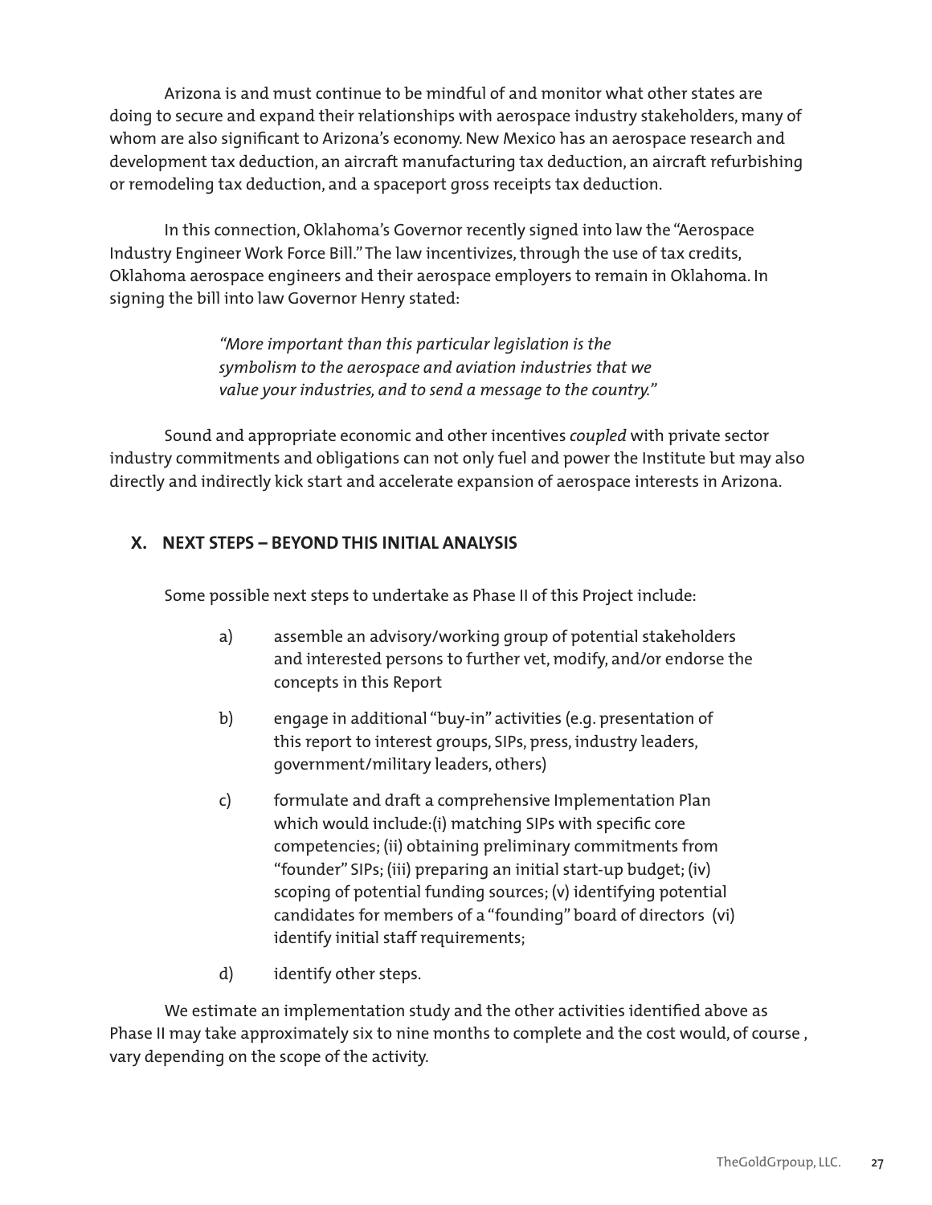Arizona is and must continue to be mindful of and monitor what other states are doing to secure and expand their relationships with aerospace industry stakeholders, many of whom are also significant to Arizona's economy. New Mexico has an aerospace research and development tax deduction, an aircraft manufacturing tax deduction, an aircraft refurbishing or remodeling tax deduction, and a spaceport gross receipts tax deduction.

In this connection, Oklahoma's Governor recently signed into law the "Aerospace Industry Engineer Work Force Bill." The law incentivizes, through the use of tax credits, Oklahoma aerospace engineers and their aerospace employers to remain in Oklahoma. In signing the bill into law Governor Henry stated:

> *"More important than this particular legislation is the symbolism to the aerospace and aviation industries that we value your industries, and to send a message to the country."*

Sound and appropriate economic and other incentives *coupled* with private sector industry commitments and obligations can not only fuel and power the Institute but may also directly and indirectly kick start and accelerate expansion of aerospace interests in Arizona.

## X. NEXT STEPS – BEYOND THIS INITIAL ANALYSIS

Some possible next steps to undertake as Phase II of this Project include:

a) assemble an advisory/working group of potential stakeholders and interested persons to further vet, modify, and/or endorse the concepts in this Report

b) engage in additional "buy-in" activities (e.g. presentation of this report to interest groups, SIPs, press, industry leaders, government/military leaders, others)

c) formulate and draft a comprehensive Implementation Plan which would include:(i) matching SIPs with specific core competencies; (ii) obtaining preliminary commitments from "founder" SIPs; (iii) preparing an initial start-up budget; (iv) scoping of potential funding sources; (v) identifying potential candidates for members of a "founding" board of directors (vi) identify initial staff requirements;

d) identify other steps.

We estimate an implementation study and the other activities identified above as Phase II may take approximately six to nine months to complete and the cost would, of course , vary depending on the scope of the activity.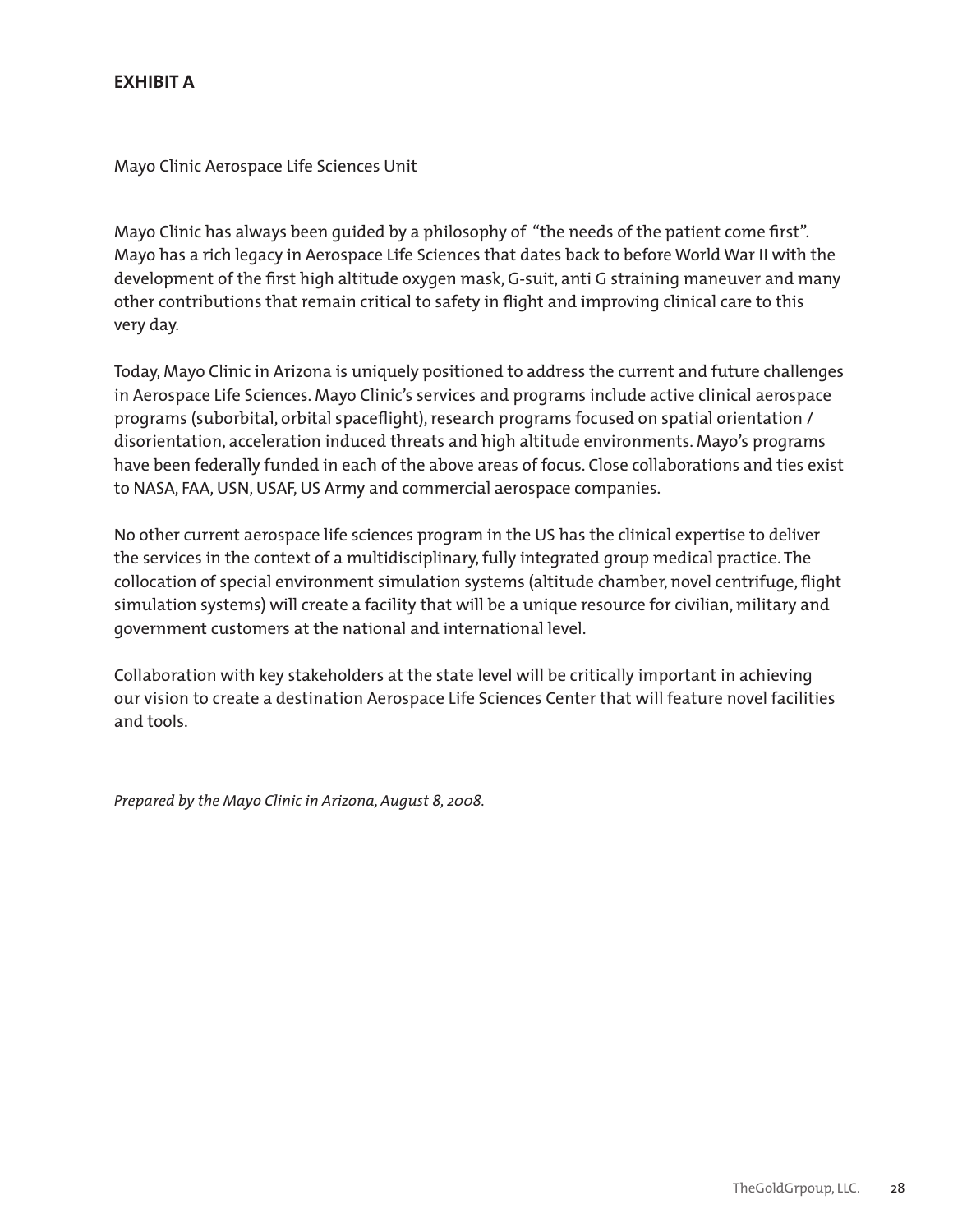## EXHIBIT A

Mayo Clinic Aerospace Life Sciences Unit

Mayo Clinic has always been guided by a philosophy of "the needs of the patient come first". Mayo has a rich legacy in Aerospace Life Sciences that dates back to before World War II with the development of the first high altitude oxygen mask, G-suit, anti G straining maneuver and many other contributions that remain critical to safety in flight and improving clinical care to this very day.

Today, Mayo Clinic in Arizona is uniquely positioned to address the current and future challenges in Aerospace Life Sciences. Mayo Clinic's services and programs include active clinical aerospace programs (suborbital, orbital spaceflight), research programs focused on spatial orientation / disorientation, acceleration induced threats and high altitude environments. Mayo's programs have been federally funded in each of the above areas of focus. Close collaborations and ties exist to NASA, FAA, USN, USAF, US Army and commercial aerospace companies.

No other current aerospace life sciences program in the US has the clinical expertise to deliver the services in the context of a multidisciplinary, fully integrated group medical practice. The collocation of special environment simulation systems (altitude chamber, novel centrifuge, flight simulation systems) will create a facility that will be a unique resource for civilian, military and government customers at the national and international level.

Collaboration with key stakeholders at the state level will be critically important in achieving our vision to create a destination Aerospace Life Sciences Center that will feature novel facilities and tools.

---

*Prepared by the Mayo Clinic in Arizona, August 8, 2008.*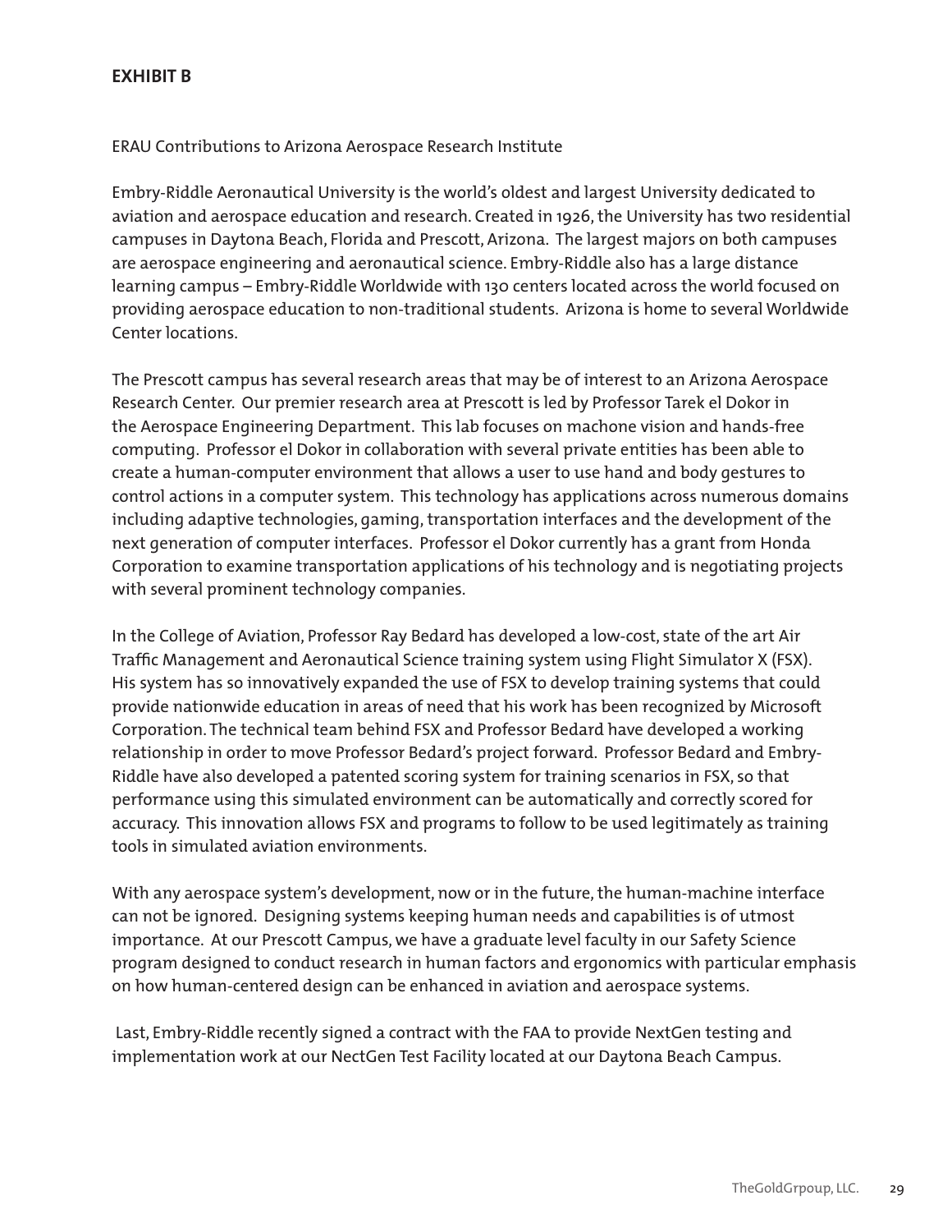## EXHIBIT B

ERAU Contributions to Arizona Aerospace Research Institute

Embry-Riddle Aeronautical University is the world's oldest and largest University dedicated to aviation and aerospace education and research. Created in 1926, the University has two residential campuses in Daytona Beach, Florida and Prescott, Arizona. The largest majors on both campuses are aerospace engineering and aeronautical science. Embry-Riddle also has a large distance learning campus – Embry-Riddle Worldwide with 130 centers located across the world focused on providing aerospace education to non-traditional students. Arizona is home to several Worldwide Center locations.

The Prescott campus has several research areas that may be of interest to an Arizona Aerospace Research Center. Our premier research area at Prescott is led by Professor Tarek el Dokor in the Aerospace Engineering Department. This lab focuses on machone vision and hands-free computing. Professor el Dokor in collaboration with several private entities has been able to create a human-computer environment that allows a user to use hand and body gestures to control actions in a computer system. This technology has applications across numerous domains including adaptive technologies, gaming, transportation interfaces and the development of the next generation of computer interfaces. Professor el Dokor currently has a grant from Honda Corporation to examine transportation applications of his technology and is negotiating projects with several prominent technology companies.

In the College of Aviation, Professor Ray Bedard has developed a low-cost, state of the art Air Traffic Management and Aeronautical Science training system using Flight Simulator X (FSX). His system has so innovatively expanded the use of FSX to develop training systems that could provide nationwide education in areas of need that his work has been recognized by Microsoft Corporation. The technical team behind FSX and Professor Bedard have developed a working relationship in order to move Professor Bedard's project forward. Professor Bedard and Embry-Riddle have also developed a patented scoring system for training scenarios in FSX, so that performance using this simulated environment can be automatically and correctly scored for accuracy. This innovation allows FSX and programs to follow to be used legitimately as training tools in simulated aviation environments.

With any aerospace system's development, now or in the future, the human-machine interface can not be ignored. Designing systems keeping human needs and capabilities is of utmost importance. At our Prescott Campus, we have a graduate level faculty in our Safety Science program designed to conduct research in human factors and ergonomics with particular emphasis on how human-centered design can be enhanced in aviation and aerospace systems.

Last, Embry-Riddle recently signed a contract with the FAA to provide NextGen testing and implementation work at our NectGen Test Facility located at our Daytona Beach Campus.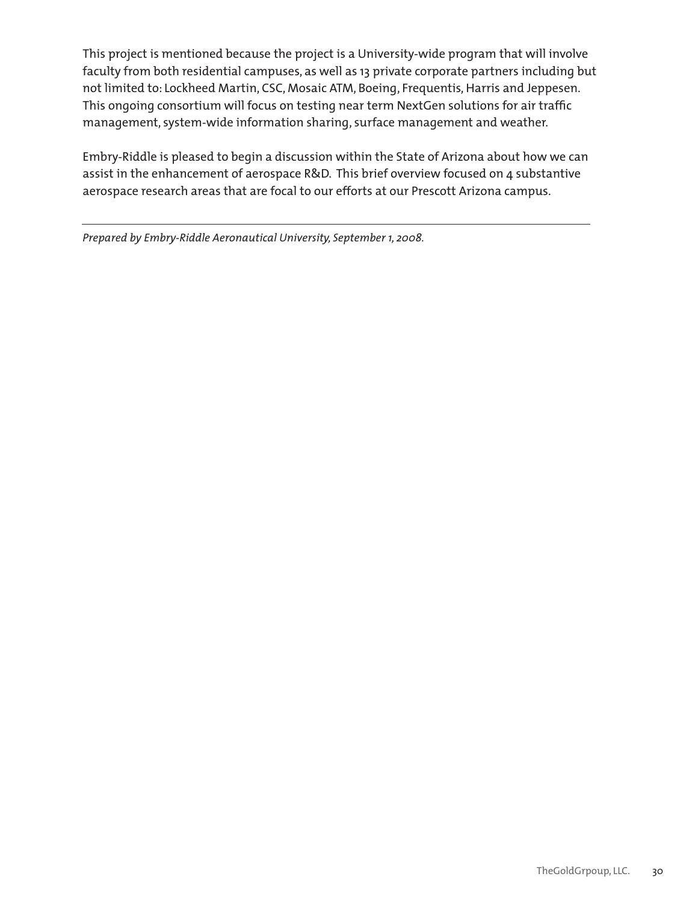This project is mentioned because the project is a University-wide program that will involve faculty from both residential campuses, as well as 13 private corporate partners including but not limited to: Lockheed Martin, CSC, Mosaic ATM, Boeing, Frequentis, Harris and Jeppesen. This ongoing consortium will focus on testing near term NextGen solutions for air traffic management, system-wide information sharing, surface management and weather.

Embry-Riddle is pleased to begin a discussion within the State of Arizona about how we can assist in the enhancement of aerospace R&D. This brief overview focused on 4 substantive aerospace research areas that are focal to our efforts at our Prescott Arizona campus.

---

*Prepared by Embry-Riddle Aeronautical University, September 1, 2008.*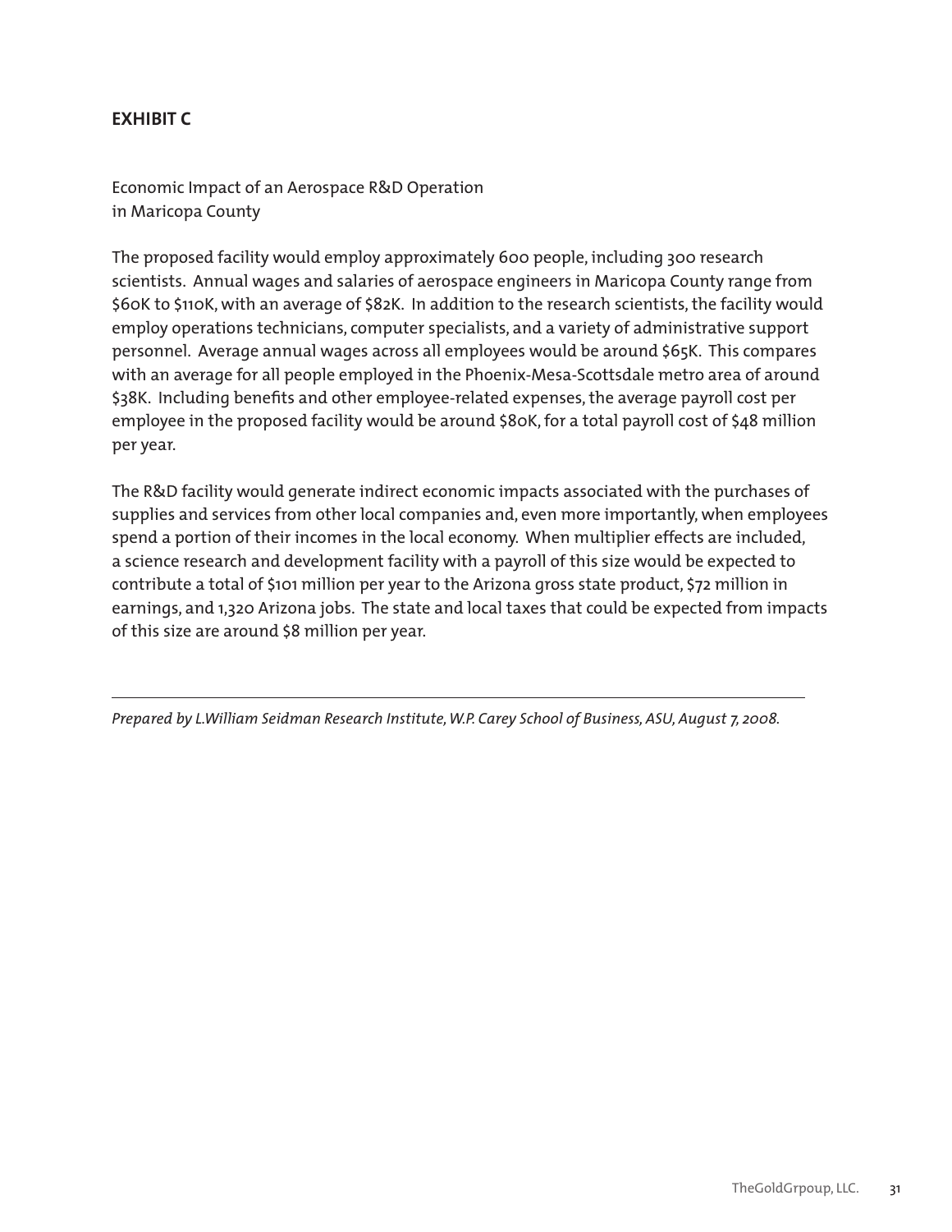## EXHIBIT C

Economic Impact of an Aerospace R&D Operation
in Maricopa County

The proposed facility would employ approximately 600 people, including 300 research scientists. Annual wages and salaries of aerospace engineers in Maricopa County range from $60K to $110K, with an average of $82K. In addition to the research scientists, the facility would employ operations technicians, computer specialists, and a variety of administrative support personnel. Average annual wages across all employees would be around $65K. This compares with an average for all people employed in the Phoenix-Mesa-Scottsdale metro area of around $38K. Including benefits and other employee-related expenses, the average payroll cost per employee in the proposed facility would be around $80K, for a total payroll cost of $48 million per year.

The R&D facility would generate indirect economic impacts associated with the purchases of supplies and services from other local companies and, even more importantly, when employees spend a portion of their incomes in the local economy. When multiplier effects are included, a science research and development facility with a payroll of this size would be expected to contribute a total of $101 million per year to the Arizona gross state product, $72 million in earnings, and 1,320 Arizona jobs. The state and local taxes that could be expected from impacts of this size are around $8 million per year.

---

*Prepared by L.William Seidman Research Institute, W.P. Carey School of Business, ASU, August 7, 2008.*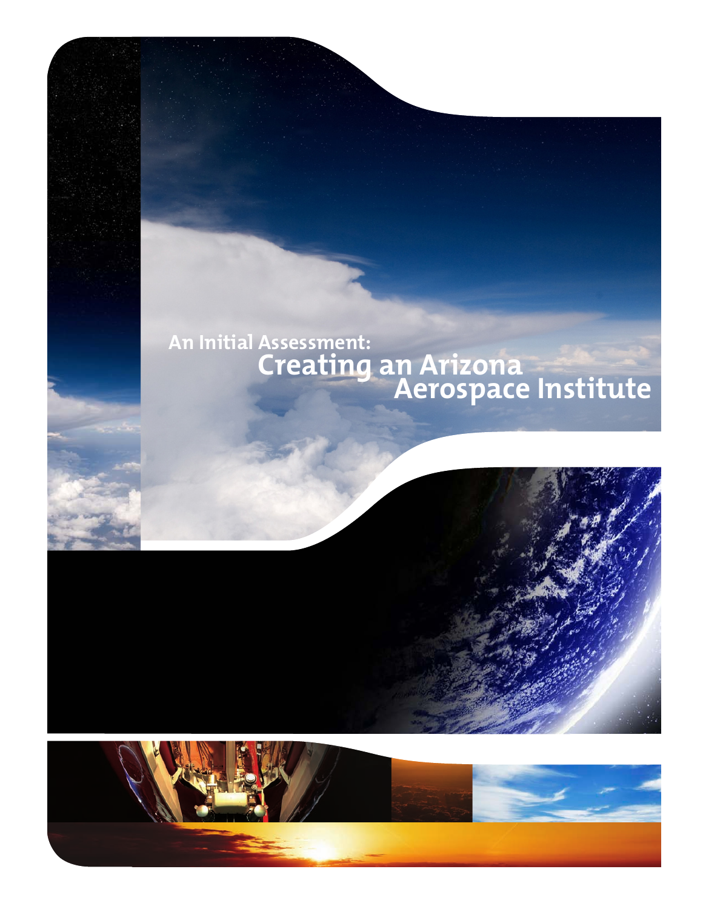An Initial Assessment:

# Creating an Arizona Aerospace Institute